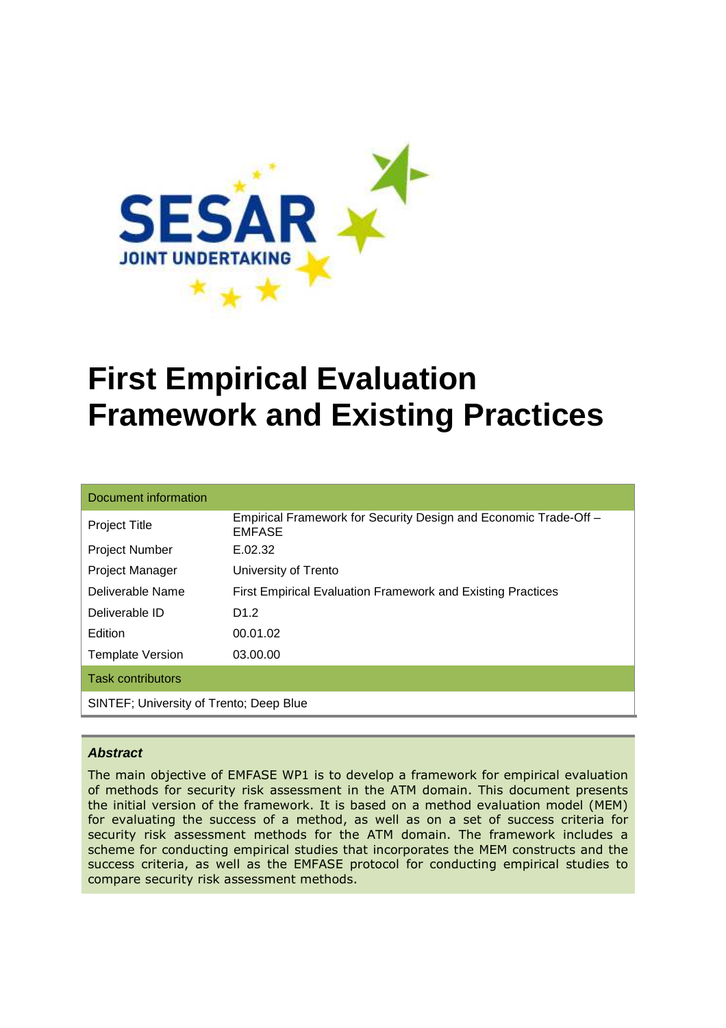# First Empirical Evaluation Framework and Existing Practices

| Document information | |
|---|---|
| Project Title | Empirical Framework for Security Design and Economic Trade-Off – EMFASE |
| Project Number | E.02.32 |
| Project Manager | University of Trento |
| Deliverable Name | First Empirical Evaluation Framework and Existing Practices |
| Deliverable ID | D1.2 |
| Edition | 00.01.02 |
| Template Version | 03.00.00 |
| **Task contributors** | |
| SINTEF; University of Trento; Deep Blue | |

***Abstract***

The main objective of EMFASE WP1 is to develop a framework for empirical evaluation of methods for security risk assessment in the ATM domain. This document presents the initial version of the framework. It is based on a method evaluation model (MEM) for evaluating the success of a method, as well as on a set of success criteria for security risk assessment methods for the ATM domain. The framework includes a scheme for conducting empirical studies that incorporates the MEM constructs and the success criteria, as well as the EMFASE protocol for conducting empirical studies to compare security risk assessment methods.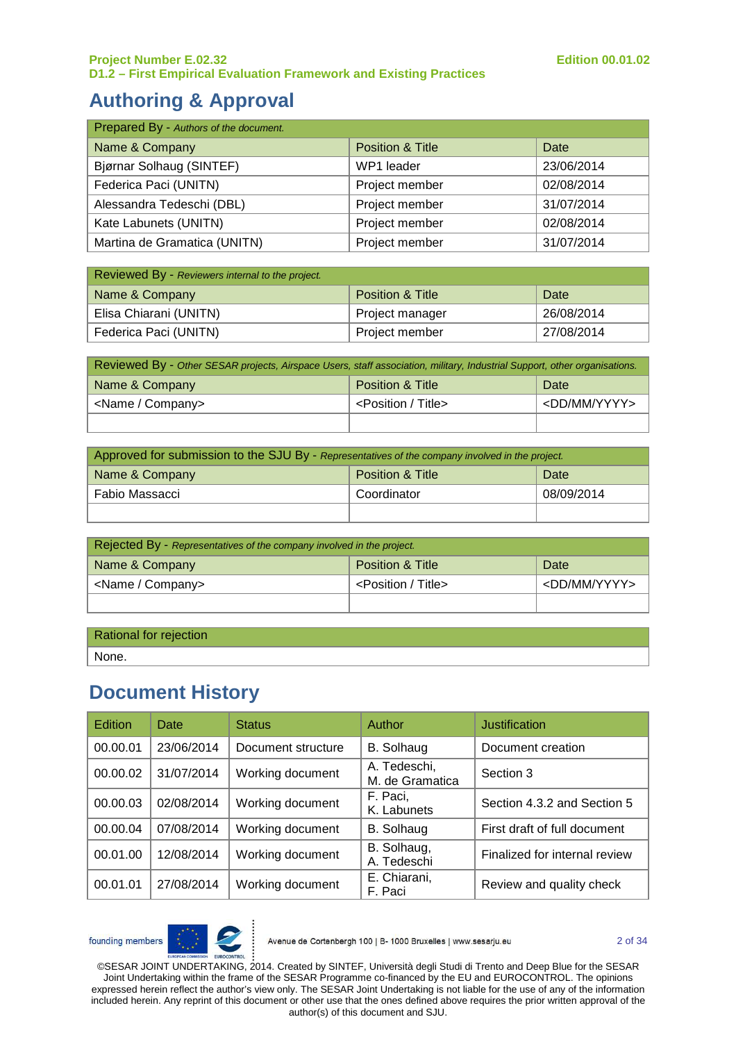# Authoring & Approval

| Prepared By - *Authors of the document.* | | |
|---|---|---|
| Name & Company | Position & Title | Date |
| Bjørnar Solhaug (SINTEF) | WP1 leader | 23/06/2014 |
| Federica Paci (UNITN) | Project member | 02/08/2014 |
| Alessandra Tedeschi (DBL) | Project member | 31/07/2014 |
| Kate Labunets (UNITN) | Project member | 02/08/2014 |
| Martina de Gramatica (UNITN) | Project member | 31/07/2014 |

| Reviewed By - *Reviewers internal to the project.* | | |
|---|---|---|
| Name & Company | Position & Title | Date |
| Elisa Chiarani (UNITN) | Project manager | 26/08/2014 |
| Federica Paci (UNITN) | Project member | 27/08/2014 |

| Reviewed By - *Other SESAR projects, Airspace Users, staff association, military, Industrial Support, other organisations.* | | |
|---|---|---|
| Name & Company | Position & Title | Date |
| <Name / Company> | <Position / Title> | <DD/MM/YYYY> |
| | | |

| Approved for submission to the SJU By - *Representatives of the company involved in the project.* | | |
|---|---|---|
| Name & Company | Position & Title | Date |
| Fabio Massacci | Coordinator | 08/09/2014 |
| | | |

| Rejected By - *Representatives of the company involved in the project.* | | |
|---|---|---|
| Name & Company | Position & Title | Date |
| <Name / Company> | <Position / Title> | <DD/MM/YYYY> |
| | | |

| Rational for rejection |
|---|
| None. |

# Document History

| Edition | Date | Status | Author | Justification |
|---|---|---|---|---|
| 00.00.01 | 23/06/2014 | Document structure | B. Solhaug | Document creation |
| 00.00.02 | 31/07/2014 | Working document | A. Tedeschi, M. de Gramatica | Section 3 |
| 00.00.03 | 02/08/2014 | Working document | F. Paci, K. Labunets | Section 4.3.2 and Section 5 |
| 00.00.04 | 07/08/2014 | Working document | B. Solhaug | First draft of full document |
| 00.01.00 | 12/08/2014 | Working document | B. Solhaug, A. Tedeschi | Finalized for internal review |
| 00.01.01 | 27/08/2014 | Working document | E. Chiarani, F. Paci | Review and quality check |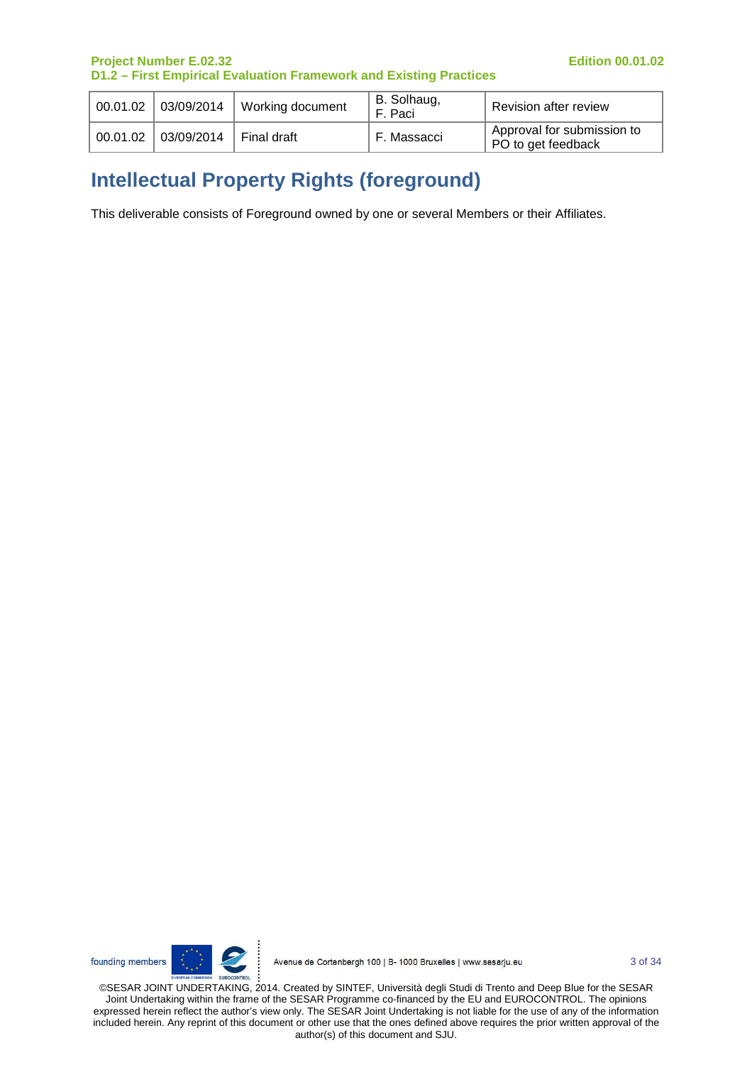| | | | | |
|---|---|---|---|---|
| 00.01.02 | 03/09/2014 | Working document | B. Solhaug, F. Paci | Revision after review |
| 00.01.02 | 03/09/2014 | Final draft | F. Massacci | Approval for submission to PO to get feedback |

# Intellectual Property Rights (foreground)

This deliverable consists of Foreground owned by one or several Members or their Affiliates.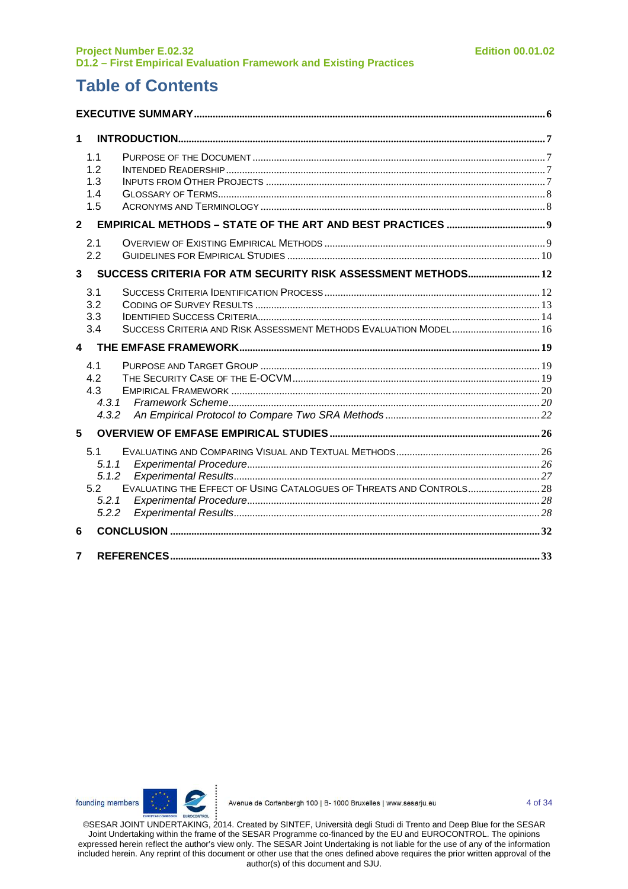# Table of Contents

**EXECUTIVE SUMMARY** ..... 6

**1 INTRODUCTION** ..... 7

- 1.1 Purpose of the Document ..... 7
- 1.2 Intended Readership ..... 7
- 1.3 Inputs from Other Projects ..... 7
- 1.4 Glossary of Terms ..... 8
- 1.5 Acronyms and Terminology ..... 8

**2 EMPIRICAL METHODS – STATE OF THE ART AND BEST PRACTICES** ..... 9

- 2.1 Overview of Existing Empirical Methods ..... 9
- 2.2 Guidelines for Empirical Studies ..... 10

**3 SUCCESS CRITERIA FOR ATM SECURITY RISK ASSESSMENT METHODS** ..... 12

- 3.1 Success Criteria Identification Process ..... 12
- 3.2 Coding of Survey Results ..... 13
- 3.3 Identified Success Criteria ..... 14
- 3.4 Success Criteria and Risk Assessment Methods Evaluation Model ..... 16

**4 THE EMFASE FRAMEWORK** ..... 19

- 4.1 Purpose and Target Group ..... 19
- 4.2 The Security Case of the E-OCVM ..... 19
- 4.3 Empirical Framework ..... 20
  - *4.3.1 Framework Scheme* ..... *20*
  - *4.3.2 An Empirical Protocol to Compare Two SRA Methods* ..... *22*

**5 OVERVIEW OF EMFASE EMPIRICAL STUDIES** ..... 26

- 5.1 Evaluating and Comparing Visual and Textual Methods ..... 26
  - *5.1.1 Experimental Procedure* ..... *26*
  - *5.1.2 Experimental Results* ..... *27*
- 5.2 Evaluating the Effect of Using Catalogues of Threats and Controls ..... 28
  - *5.2.1 Experimental Procedure* ..... *28*
  - *5.2.2 Experimental Results* ..... *28*

**6 CONCLUSION** ..... 32

**7 REFERENCES** ..... 33

©SESAR JOINT UNDERTAKING, 2014. Created by SINTEF, Università degli Studi di Trento and Deep Blue for the SESAR Joint Undertaking within the frame of the SESAR Programme co-financed by the EU and EUROCONTROL. The opinions expressed herein reflect the author's view only. The SESAR Joint Undertaking is not liable for the use of any of the information included herein. Any reprint of this document or other use that the ones defined above requires the prior written approval of the author(s) of this document and SJU.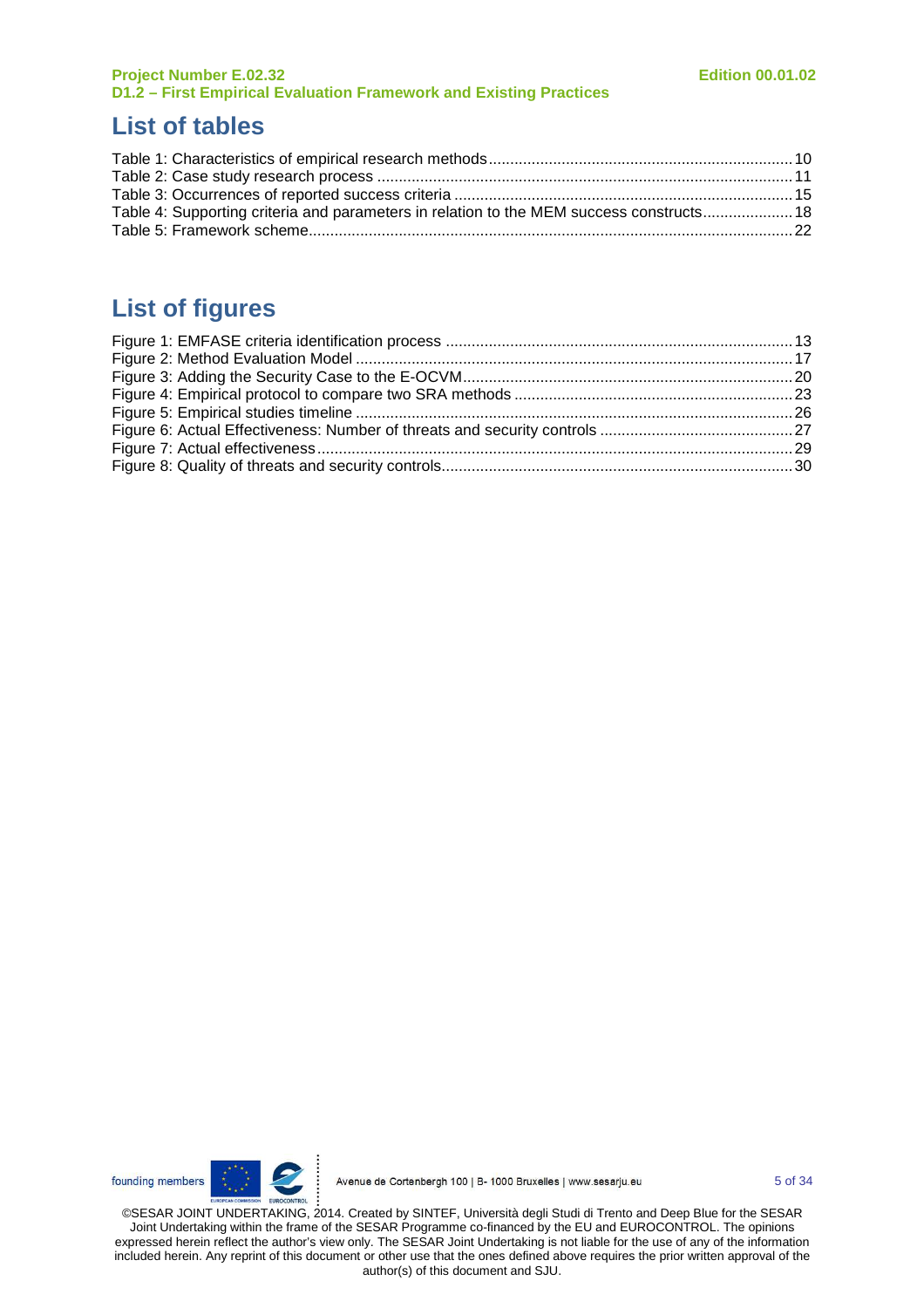# List of tables

Table 1: Characteristics of empirical research methods ........................................................................ 10
Table 2: Case study research process .................................................................................................. 11
Table 3: Occurrences of reported success criteria ............................................................................... 15
Table 4: Supporting criteria and parameters in relation to the MEM success constructs..................... 18
Table 5: Framework scheme.................................................................................................................. 22

# List of figures

Figure 1: EMFASE criteria identification process ................................................................................. 13
Figure 2: Method Evaluation Model ...................................................................................................... 17
Figure 3: Adding the Security Case to the E-OCVM............................................................................. 20
Figure 4: Empirical protocol to compare two SRA methods .................................................................. 23
Figure 5: Empirical studies timeline ...................................................................................................... 26
Figure 6: Actual Effectiveness: Number of threats and security controls ............................................. 27
Figure 7: Actual effectiveness............................................................................................................... 29
Figure 8: Quality of threats and security controls.................................................................................. 30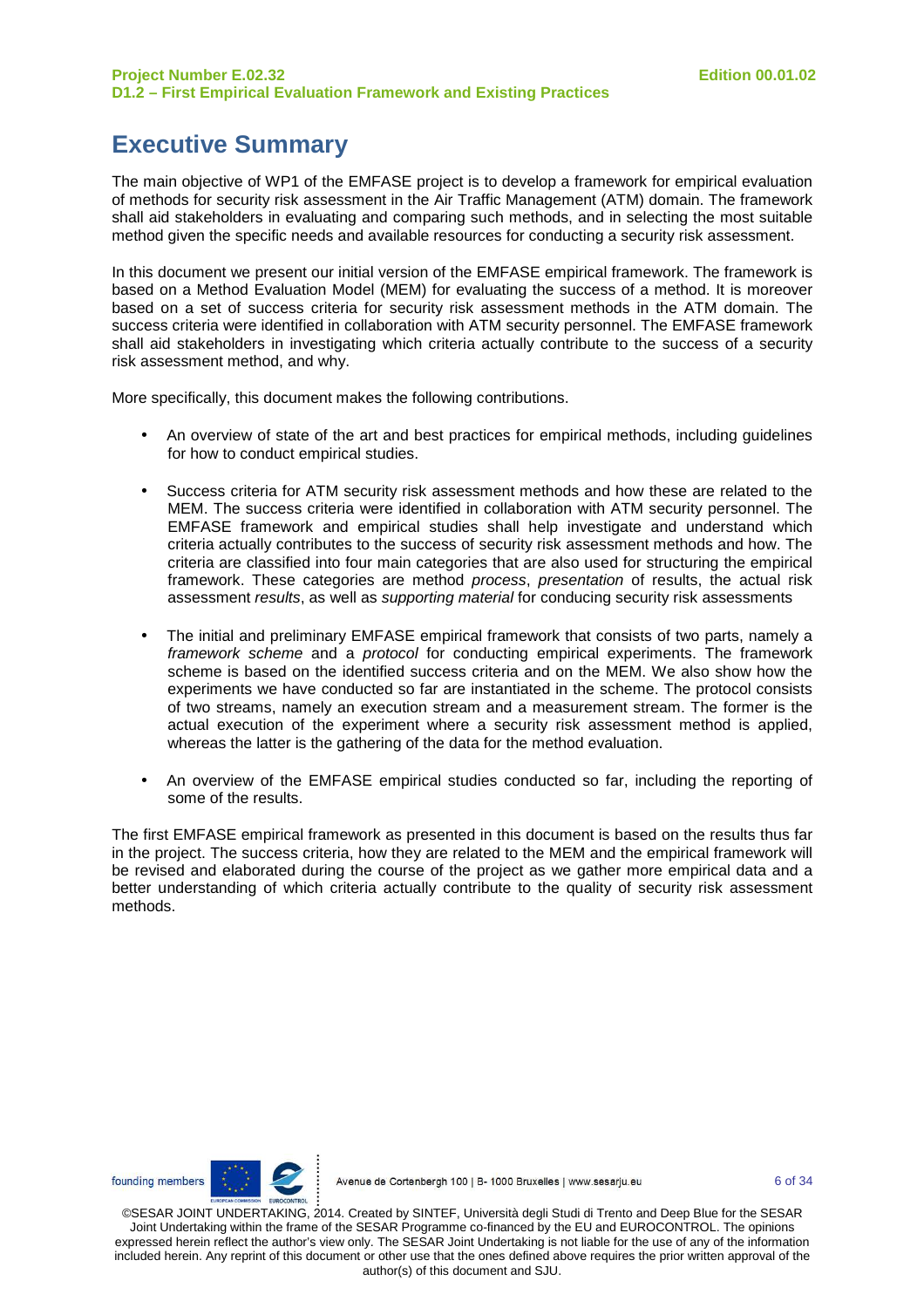# Executive Summary

The main objective of WP1 of the EMFASE project is to develop a framework for empirical evaluation of methods for security risk assessment in the Air Traffic Management (ATM) domain. The framework shall aid stakeholders in evaluating and comparing such methods, and in selecting the most suitable method given the specific needs and available resources for conducting a security risk assessment.

In this document we present our initial version of the EMFASE empirical framework. The framework is based on a Method Evaluation Model (MEM) for evaluating the success of a method. It is moreover based on a set of success criteria for security risk assessment methods in the ATM domain. The success criteria were identified in collaboration with ATM security personnel. The EMFASE framework shall aid stakeholders in investigating which criteria actually contribute to the success of a security risk assessment method, and why.

More specifically, this document makes the following contributions.

- An overview of state of the art and best practices for empirical methods, including guidelines for how to conduct empirical studies.
- Success criteria for ATM security risk assessment methods and how these are related to the MEM. The success criteria were identified in collaboration with ATM security personnel. The EMFASE framework and empirical studies shall help investigate and understand which criteria actually contributes to the success of security risk assessment methods and how. The criteria are classified into four main categories that are also used for structuring the empirical framework. These categories are method *process*, *presentation* of results, the actual risk assessment *results*, as well as *supporting material* for conducing security risk assessments
- The initial and preliminary EMFASE empirical framework that consists of two parts, namely a *framework scheme* and a *protocol* for conducting empirical experiments. The framework scheme is based on the identified success criteria and on the MEM. We also show how the experiments we have conducted so far are instantiated in the scheme. The protocol consists of two streams, namely an execution stream and a measurement stream. The former is the actual execution of the experiment where a security risk assessment method is applied, whereas the latter is the gathering of the data for the method evaluation.
- An overview of the EMFASE empirical studies conducted so far, including the reporting of some of the results.

The first EMFASE empirical framework as presented in this document is based on the results thus far in the project. The success criteria, how they are related to the MEM and the empirical framework will be revised and elaborated during the course of the project as we gather more empirical data and a better understanding of which criteria actually contribute to the quality of security risk assessment methods.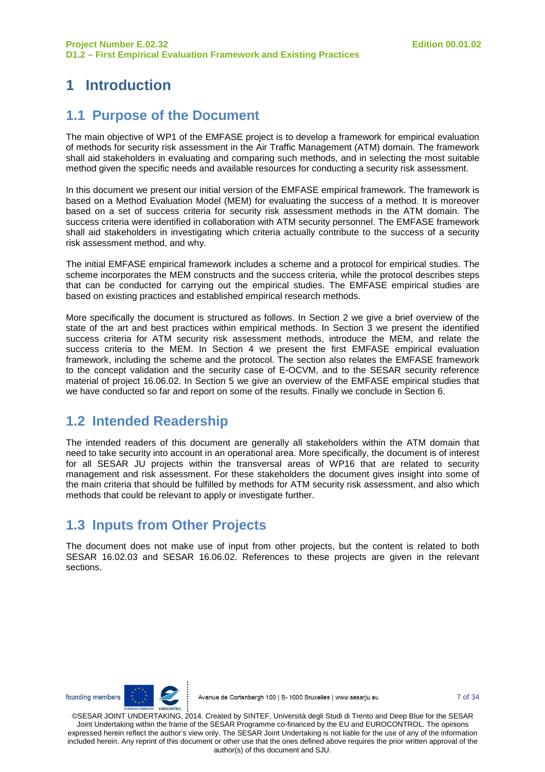# 1 Introduction

## 1.1 Purpose of the Document

The main objective of WP1 of the EMFASE project is to develop a framework for empirical evaluation of methods for security risk assessment in the Air Traffic Management (ATM) domain. The framework shall aid stakeholders in evaluating and comparing such methods, and in selecting the most suitable method given the specific needs and available resources for conducting a security risk assessment.

In this document we present our initial version of the EMFASE empirical framework. The framework is based on a Method Evaluation Model (MEM) for evaluating the success of a method. It is moreover based on a set of success criteria for security risk assessment methods in the ATM domain. The success criteria were identified in collaboration with ATM security personnel. The EMFASE framework shall aid stakeholders in investigating which criteria actually contribute to the success of a security risk assessment method, and why.

The initial EMFASE empirical framework includes a scheme and a protocol for empirical studies. The scheme incorporates the MEM constructs and the success criteria, while the protocol describes steps that can be conducted for carrying out the empirical studies. The EMFASE empirical studies are based on existing practices and established empirical research methods.

More specifically the document is structured as follows. In Section 2 we give a brief overview of the state of the art and best practices within empirical methods. In Section 3 we present the identified success criteria for ATM security risk assessment methods, introduce the MEM, and relate the success criteria to the MEM. In Section 4 we present the first EMFASE empirical evaluation framework, including the scheme and the protocol. The section also relates the EMFASE framework to the concept validation and the security case of E-OCVM, and to the SESAR security reference material of project 16.06.02. In Section 5 we give an overview of the EMFASE empirical studies that we have conducted so far and report on some of the results. Finally we conclude in Section 6.

## 1.2 Intended Readership

The intended readers of this document are generally all stakeholders within the ATM domain that need to take security into account in an operational area. More specifically, the document is of interest for all SESAR JU projects within the transversal areas of WP16 that are related to security management and risk assessment. For these stakeholders the document gives insight into some of the main criteria that should be fulfilled by methods for ATM security risk assessment, and also which methods that could be relevant to apply or investigate further.

## 1.3 Inputs from Other Projects

The document does not make use of input from other projects, but the content is related to both SESAR 16.02.03 and SESAR 16.06.02. References to these projects are given in the relevant sections.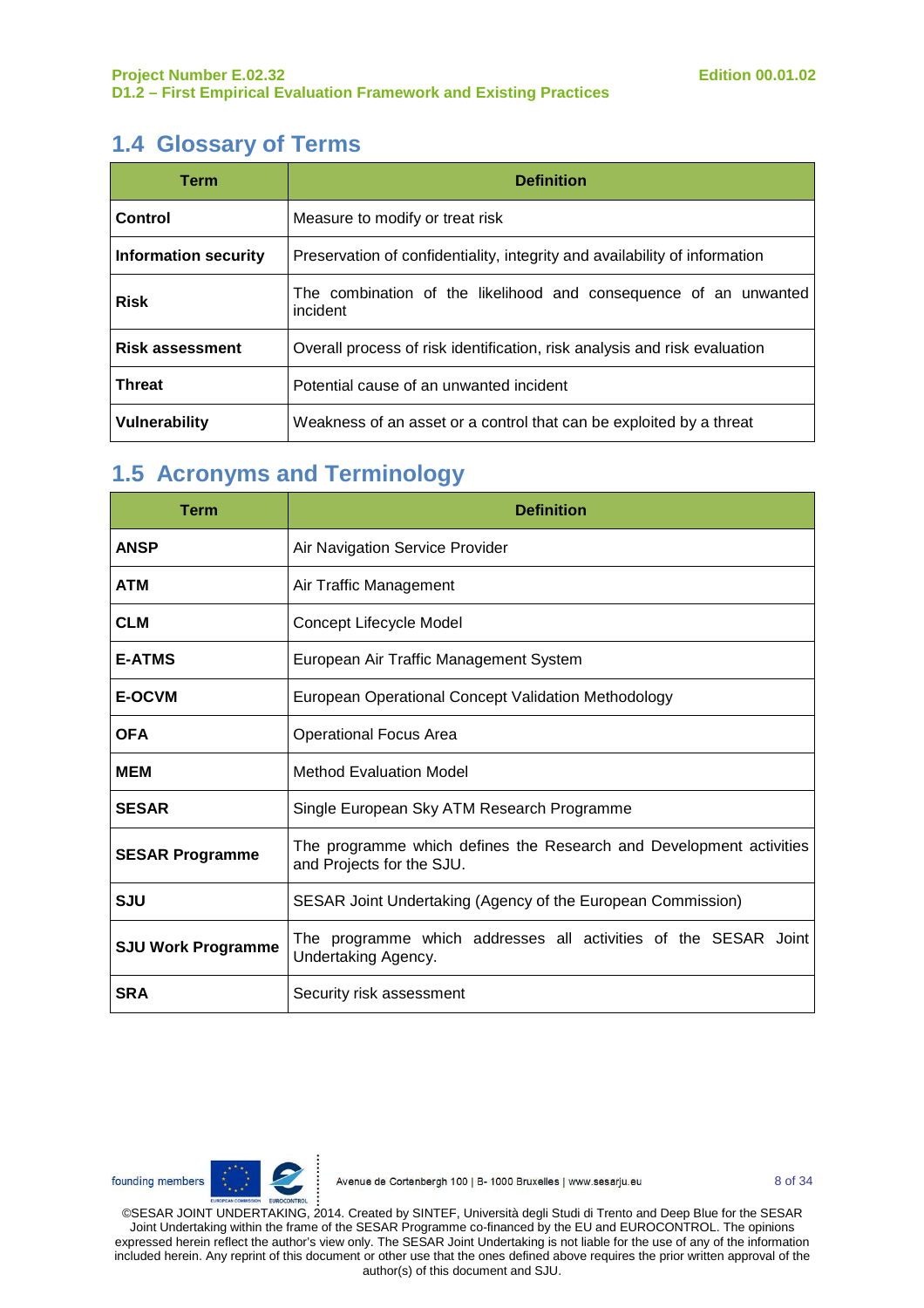## 1.4 Glossary of Terms

| Term | Definition |
|---|---|
| **Control** | Measure to modify or treat risk |
| **Information security** | Preservation of confidentiality, integrity and availability of information |
| **Risk** | The combination of the likelihood and consequence of an unwanted incident |
| **Risk assessment** | Overall process of risk identification, risk analysis and risk evaluation |
| **Threat** | Potential cause of an unwanted incident |
| **Vulnerability** | Weakness of an asset or a control that can be exploited by a threat |

## 1.5 Acronyms and Terminology

| Term | Definition |
|---|---|
| **ANSP** | Air Navigation Service Provider |
| **ATM** | Air Traffic Management |
| **CLM** | Concept Lifecycle Model |
| **E-ATMS** | European Air Traffic Management System |
| **E-OCVM** | European Operational Concept Validation Methodology |
| **OFA** | Operational Focus Area |
| **MEM** | Method Evaluation Model |
| **SESAR** | Single European Sky ATM Research Programme |
| **SESAR Programme** | The programme which defines the Research and Development activities and Projects for the SJU. |
| **SJU** | SESAR Joint Undertaking (Agency of the European Commission) |
| **SJU Work Programme** | The programme which addresses all activities of the SESAR Joint Undertaking Agency. |
| **SRA** | Security risk assessment |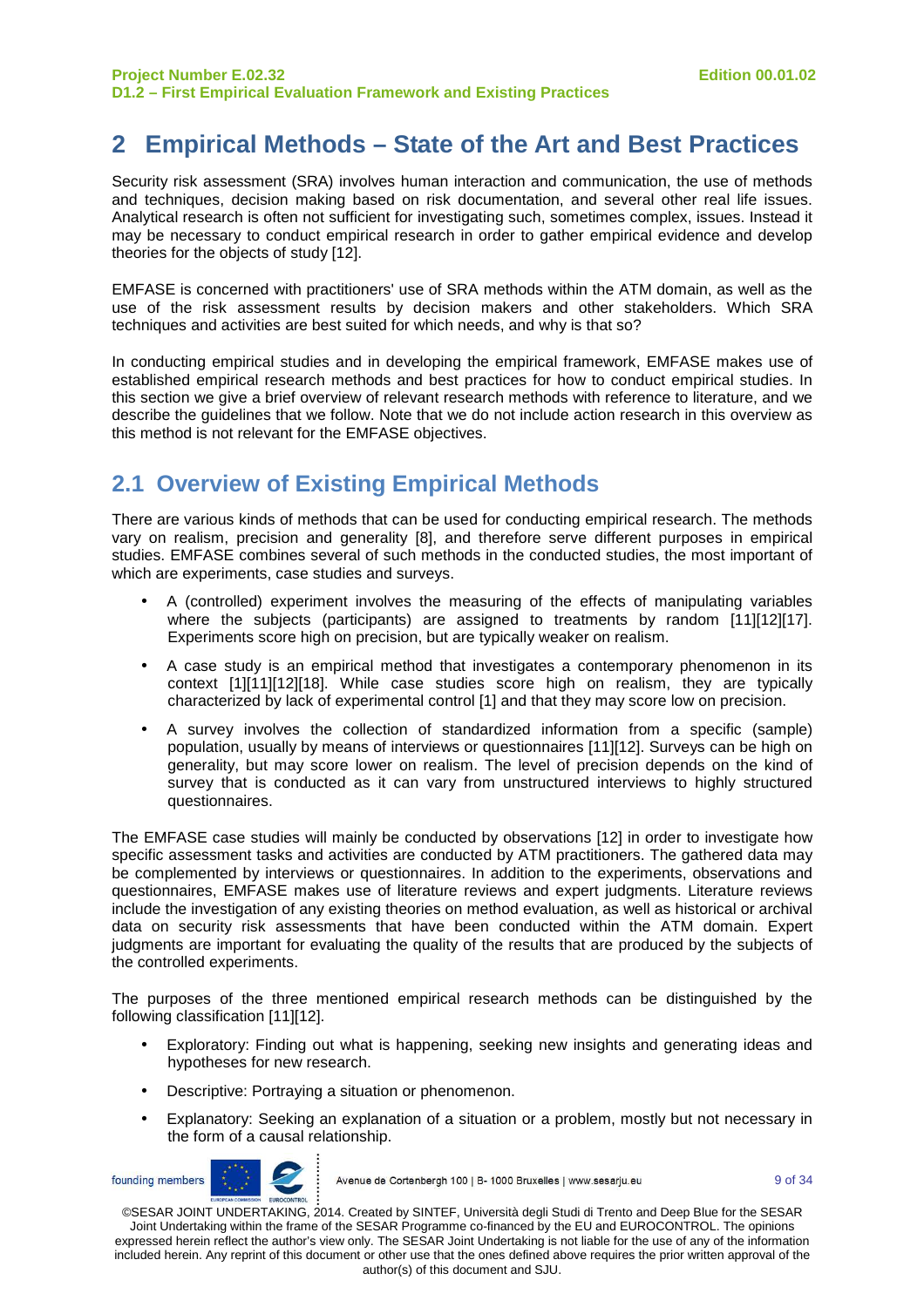# 2 Empirical Methods – State of the Art and Best Practices

Security risk assessment (SRA) involves human interaction and communication, the use of methods and techniques, decision making based on risk documentation, and several other real life issues. Analytical research is often not sufficient for investigating such, sometimes complex, issues. Instead it may be necessary to conduct empirical research in order to gather empirical evidence and develop theories for the objects of study [12].

EMFASE is concerned with practitioners' use of SRA methods within the ATM domain, as well as the use of the risk assessment results by decision makers and other stakeholders. Which SRA techniques and activities are best suited for which needs, and why is that so?

In conducting empirical studies and in developing the empirical framework, EMFASE makes use of established empirical research methods and best practices for how to conduct empirical studies. In this section we give a brief overview of relevant research methods with reference to literature, and we describe the guidelines that we follow. Note that we do not include action research in this overview as this method is not relevant for the EMFASE objectives.

## 2.1 Overview of Existing Empirical Methods

There are various kinds of methods that can be used for conducting empirical research. The methods vary on realism, precision and generality [8], and therefore serve different purposes in empirical studies. EMFASE combines several of such methods in the conducted studies, the most important of which are experiments, case studies and surveys.

- A (controlled) experiment involves the measuring of the effects of manipulating variables where the subjects (participants) are assigned to treatments by random [11][12][17]. Experiments score high on precision, but are typically weaker on realism.
- A case study is an empirical method that investigates a contemporary phenomenon in its context [1][11][12][18]. While case studies score high on realism, they are typically characterized by lack of experimental control [1] and that they may score low on precision.
- A survey involves the collection of standardized information from a specific (sample) population, usually by means of interviews or questionnaires [11][12]. Surveys can be high on generality, but may score lower on realism. The level of precision depends on the kind of survey that is conducted as it can vary from unstructured interviews to highly structured questionnaires.

The EMFASE case studies will mainly be conducted by observations [12] in order to investigate how specific assessment tasks and activities are conducted by ATM practitioners. The gathered data may be complemented by interviews or questionnaires. In addition to the experiments, observations and questionnaires, EMFASE makes use of literature reviews and expert judgments. Literature reviews include the investigation of any existing theories on method evaluation, as well as historical or archival data on security risk assessments that have been conducted within the ATM domain. Expert judgments are important for evaluating the quality of the results that are produced by the subjects of the controlled experiments.

The purposes of the three mentioned empirical research methods can be distinguished by the following classification [11][12].

- Exploratory: Finding out what is happening, seeking new insights and generating ideas and hypotheses for new research.
- Descriptive: Portraying a situation or phenomenon.
- Explanatory: Seeking an explanation of a situation or a problem, mostly but not necessary in the form of a causal relationship.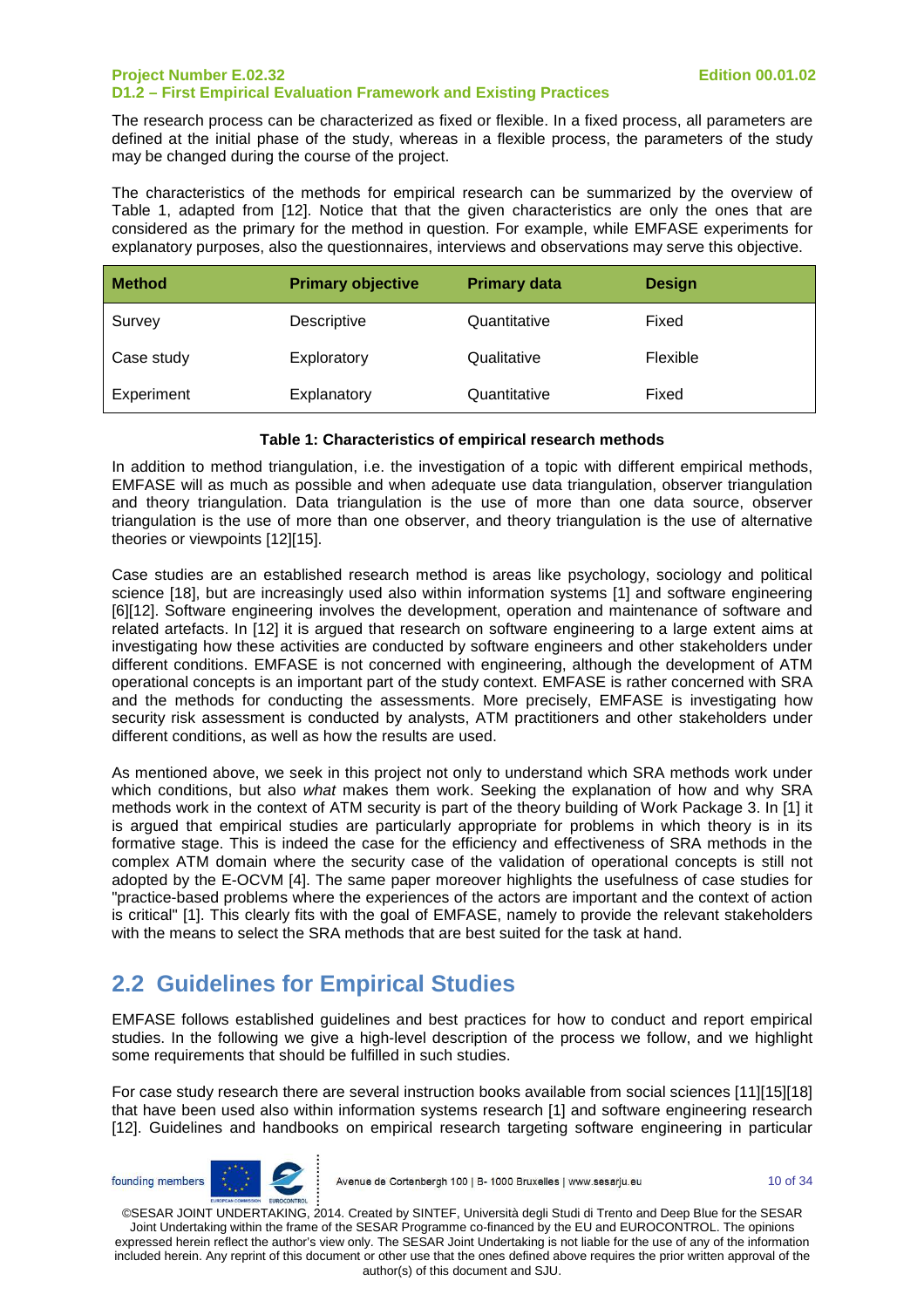The research process can be characterized as fixed or flexible. In a fixed process, all parameters are defined at the initial phase of the study, whereas in a flexible process, the parameters of the study may be changed during the course of the project.

The characteristics of the methods for empirical research can be summarized by the overview of Table 1, adapted from [12]. Notice that that the given characteristics are only the ones that are considered as the primary for the method in question. For example, while EMFASE experiments for explanatory purposes, also the questionnaires, interviews and observations may serve this objective.

| Method | Primary objective | Primary data | Design |
|---|---|---|---|
| Survey | Descriptive | Quantitative | Fixed |
| Case study | Exploratory | Qualitative | Flexible |
| Experiment | Explanatory | Quantitative | Fixed |

**Table 1: Characteristics of empirical research methods**

In addition to method triangulation, i.e. the investigation of a topic with different empirical methods, EMFASE will as much as possible and when adequate use data triangulation, observer triangulation and theory triangulation. Data triangulation is the use of more than one data source, observer triangulation is the use of more than one observer, and theory triangulation is the use of alternative theories or viewpoints [12][15].

Case studies are an established research method is areas like psychology, sociology and political science [18], but are increasingly used also within information systems [1] and software engineering [6][12]. Software engineering involves the development, operation and maintenance of software and related artefacts. In [12] it is argued that research on software engineering to a large extent aims at investigating how these activities are conducted by software engineers and other stakeholders under different conditions. EMFASE is not concerned with engineering, although the development of ATM operational concepts is an important part of the study context. EMFASE is rather concerned with SRA and the methods for conducting the assessments. More precisely, EMFASE is investigating how security risk assessment is conducted by analysts, ATM practitioners and other stakeholders under different conditions, as well as how the results are used.

As mentioned above, we seek in this project not only to understand which SRA methods work under which conditions, but also *what* makes them work. Seeking the explanation of how and why SRA methods work in the context of ATM security is part of the theory building of Work Package 3. In [1] it is argued that empirical studies are particularly appropriate for problems in which theory is in its formative stage. This is indeed the case for the efficiency and effectiveness of SRA methods in the complex ATM domain where the security case of the validation of operational concepts is still not adopted by the E-OCVM [4]. The same paper moreover highlights the usefulness of case studies for "practice-based problems where the experiences of the actors are important and the context of action is critical" [1]. This clearly fits with the goal of EMFASE, namely to provide the relevant stakeholders with the means to select the SRA methods that are best suited for the task at hand.

## 2.2 Guidelines for Empirical Studies

EMFASE follows established guidelines and best practices for how to conduct and report empirical studies. In the following we give a high-level description of the process we follow, and we highlight some requirements that should be fulfilled in such studies.

For case study research there are several instruction books available from social sciences [11][15][18] that have been used also within information systems research [1] and software engineering research [12]. Guidelines and handbooks on empirical research targeting software engineering in particular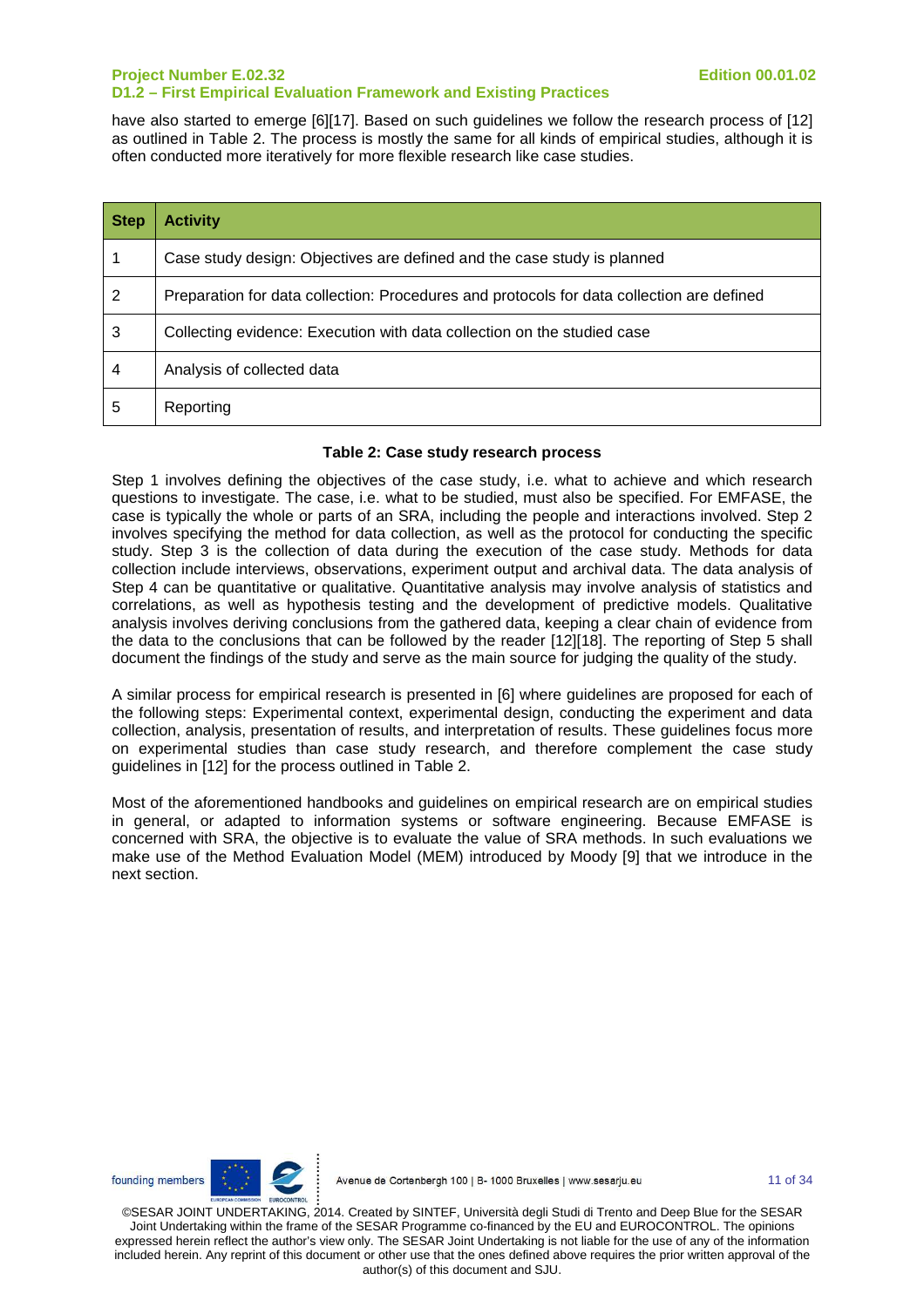have also started to emerge [6][17]. Based on such guidelines we follow the research process of [12] as outlined in Table 2. The process is mostly the same for all kinds of empirical studies, although it is often conducted more iteratively for more flexible research like case studies.

| Step | Activity |
|---|---|
| 1 | Case study design: Objectives are defined and the case study is planned |
| 2 | Preparation for data collection: Procedures and protocols for data collection are defined |
| 3 | Collecting evidence: Execution with data collection on the studied case |
| 4 | Analysis of collected data |
| 5 | Reporting |

**Table 2: Case study research process**

Step 1 involves defining the objectives of the case study, i.e. what to achieve and which research questions to investigate. The case, i.e. what to be studied, must also be specified. For EMFASE, the case is typically the whole or parts of an SRA, including the people and interactions involved. Step 2 involves specifying the method for data collection, as well as the protocol for conducting the specific study. Step 3 is the collection of data during the execution of the case study. Methods for data collection include interviews, observations, experiment output and archival data. The data analysis of Step 4 can be quantitative or qualitative. Quantitative analysis may involve analysis of statistics and correlations, as well as hypothesis testing and the development of predictive models. Qualitative analysis involves deriving conclusions from the gathered data, keeping a clear chain of evidence from the data to the conclusions that can be followed by the reader [12][18]. The reporting of Step 5 shall document the findings of the study and serve as the main source for judging the quality of the study.

A similar process for empirical research is presented in [6] where guidelines are proposed for each of the following steps: Experimental context, experimental design, conducting the experiment and data collection, analysis, presentation of results, and interpretation of results. These guidelines focus more on experimental studies than case study research, and therefore complement the case study guidelines in [12] for the process outlined in Table 2.

Most of the aforementioned handbooks and guidelines on empirical research are on empirical studies in general, or adapted to information systems or software engineering. Because EMFASE is concerned with SRA, the objective is to evaluate the value of SRA methods. In such evaluations we make use of the Method Evaluation Model (MEM) introduced by Moody [9] that we introduce in the next section.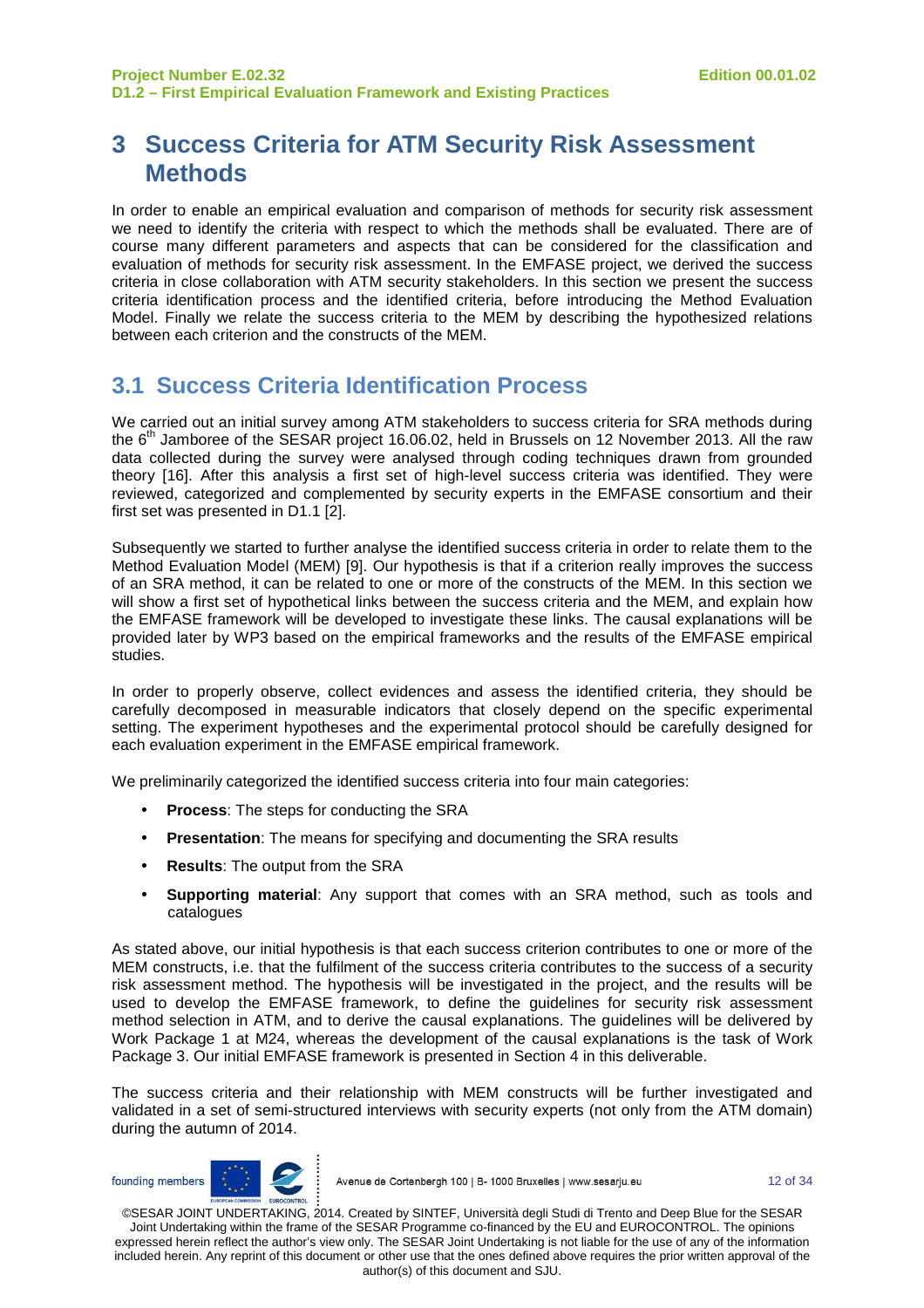# 3 Success Criteria for ATM Security Risk Assessment Methods

In order to enable an empirical evaluation and comparison of methods for security risk assessment we need to identify the criteria with respect to which the methods shall be evaluated. There are of course many different parameters and aspects that can be considered for the classification and evaluation of methods for security risk assessment. In the EMFASE project, we derived the success criteria in close collaboration with ATM security stakeholders. In this section we present the success criteria identification process and the identified criteria, before introducing the Method Evaluation Model. Finally we relate the success criteria to the MEM by describing the hypothesized relations between each criterion and the constructs of the MEM.

## 3.1 Success Criteria Identification Process

We carried out an initial survey among ATM stakeholders to success criteria for SRA methods during the 6th Jamboree of the SESAR project 16.06.02, held in Brussels on 12 November 2013. All the raw data collected during the survey were analysed through coding techniques drawn from grounded theory [16]. After this analysis a first set of high-level success criteria was identified. They were reviewed, categorized and complemented by security experts in the EMFASE consortium and their first set was presented in D1.1 [2].

Subsequently we started to further analyse the identified success criteria in order to relate them to the Method Evaluation Model (MEM) [9]. Our hypothesis is that if a criterion really improves the success of an SRA method, it can be related to one or more of the constructs of the MEM. In this section we will show a first set of hypothetical links between the success criteria and the MEM, and explain how the EMFASE framework will be developed to investigate these links. The causal explanations will be provided later by WP3 based on the empirical frameworks and the results of the EMFASE empirical studies.

In order to properly observe, collect evidences and assess the identified criteria, they should be carefully decomposed in measurable indicators that closely depend on the specific experimental setting. The experiment hypotheses and the experimental protocol should be carefully designed for each evaluation experiment in the EMFASE empirical framework.

We preliminarily categorized the identified success criteria into four main categories:

- **Process**: The steps for conducting the SRA
- **Presentation**: The means for specifying and documenting the SRA results
- **Results**: The output from the SRA
- **Supporting material**: Any support that comes with an SRA method, such as tools and catalogues

As stated above, our initial hypothesis is that each success criterion contributes to one or more of the MEM constructs, i.e. that the fulfilment of the success criteria contributes to the success of a security risk assessment method. The hypothesis will be investigated in the project, and the results will be used to develop the EMFASE framework, to define the guidelines for security risk assessment method selection in ATM, and to derive the causal explanations. The guidelines will be delivered by Work Package 1 at M24, whereas the development of the causal explanations is the task of Work Package 3. Our initial EMFASE framework is presented in Section 4 in this deliverable.

The success criteria and their relationship with MEM constructs will be further investigated and validated in a set of semi-structured interviews with security experts (not only from the ATM domain) during the autumn of 2014.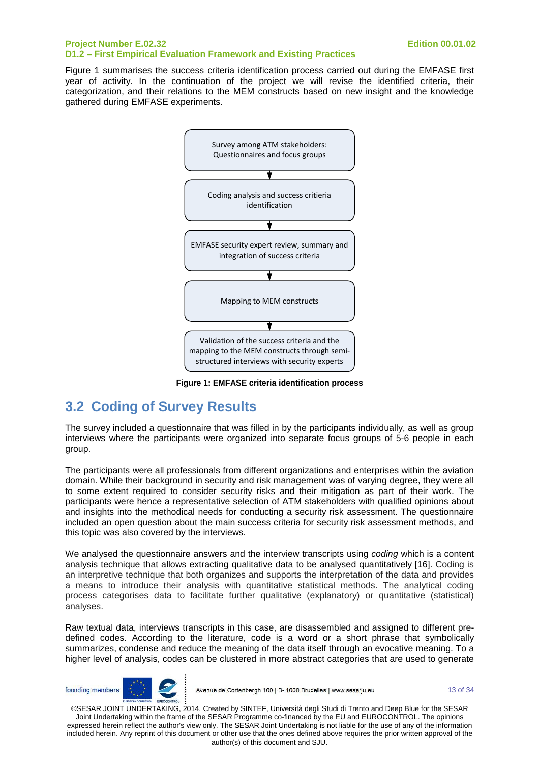Figure 1 summarises the success criteria identification process carried out during the EMFASE first year of activity. In the continuation of the project we will revise the identified criteria, their categorization, and their relations to the MEM constructs based on new insight and the knowledge gathered during EMFASE experiments.

Survey among ATM stakeholders: Questionnaires and focus groups

Coding analysis and success critieria identification

EMFASE security expert review, summary and integration of success criteria

Mapping to MEM constructs

Validation of the success criteria and the mapping to the MEM constructs through semi-structured interviews with security experts

**Figure 1: EMFASE criteria identification process**

## 3.2 Coding of Survey Results

The survey included a questionnaire that was filled in by the participants individually, as well as group interviews where the participants were organized into separate focus groups of 5-6 people in each group.

The participants were all professionals from different organizations and enterprises within the aviation domain. While their background in security and risk management was of varying degree, they were all to some extent required to consider security risks and their mitigation as part of their work. The participants were hence a representative selection of ATM stakeholders with qualified opinions about and insights into the methodical needs for conducting a security risk assessment. The questionnaire included an open question about the main success criteria for security risk assessment methods, and this topic was also covered by the interviews.

We analysed the questionnaire answers and the interview transcripts using *coding* which is a content analysis technique that allows extracting qualitative data to be analysed quantitatively [16]. Coding is an interpretive technique that both organizes and supports the interpretation of the data and provides a means to introduce their analysis with quantitative statistical methods. The analytical coding process categorises data to facilitate further qualitative (explanatory) or quantitative (statistical) analyses.

Raw textual data, interviews transcripts in this case, are disassembled and assigned to different pre-defined codes. According to the literature, code is a word or a short phrase that symbolically summarizes, condense and reduce the meaning of the data itself through an evocative meaning. To a higher level of analysis, codes can be clustered in more abstract categories that are used to generate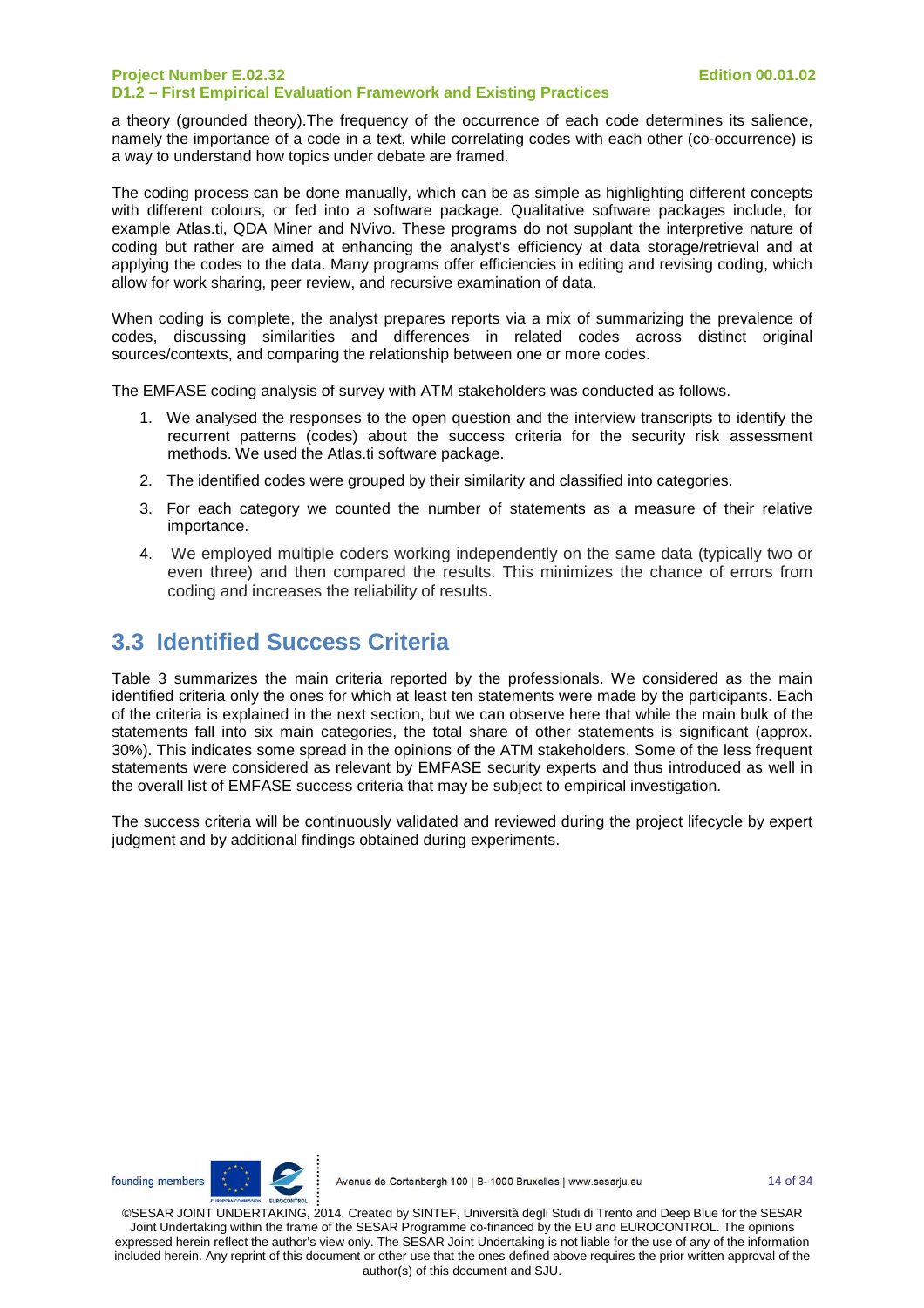a theory (grounded theory).The frequency of the occurrence of each code determines its salience, namely the importance of a code in a text, while correlating codes with each other (co-occurrence) is a way to understand how topics under debate are framed.

The coding process can be done manually, which can be as simple as highlighting different concepts with different colours, or fed into a software package. Qualitative software packages include, for example Atlas.ti, QDA Miner and NVivo. These programs do not supplant the interpretive nature of coding but rather are aimed at enhancing the analyst's efficiency at data storage/retrieval and at applying the codes to the data. Many programs offer efficiencies in editing and revising coding, which allow for work sharing, peer review, and recursive examination of data.

When coding is complete, the analyst prepares reports via a mix of summarizing the prevalence of codes, discussing similarities and differences in related codes across distinct original sources/contexts, and comparing the relationship between one or more codes.

The EMFASE coding analysis of survey with ATM stakeholders was conducted as follows.

1. We analysed the responses to the open question and the interview transcripts to identify the recurrent patterns (codes) about the success criteria for the security risk assessment methods. We used the Atlas.ti software package.
2. The identified codes were grouped by their similarity and classified into categories.
3. For each category we counted the number of statements as a measure of their relative importance.
4. We employed multiple coders working independently on the same data (typically two or even three) and then compared the results. This minimizes the chance of errors from coding and increases the reliability of results.

## 3.3 Identified Success Criteria

Table 3 summarizes the main criteria reported by the professionals. We considered as the main identified criteria only the ones for which at least ten statements were made by the participants. Each of the criteria is explained in the next section, but we can observe here that while the main bulk of the statements fall into six main categories, the total share of other statements is significant (approx. 30%). This indicates some spread in the opinions of the ATM stakeholders. Some of the less frequent statements were considered as relevant by EMFASE security experts and thus introduced as well in the overall list of EMFASE success criteria that may be subject to empirical investigation.

The success criteria will be continuously validated and reviewed during the project lifecycle by expert judgment and by additional findings obtained during experiments.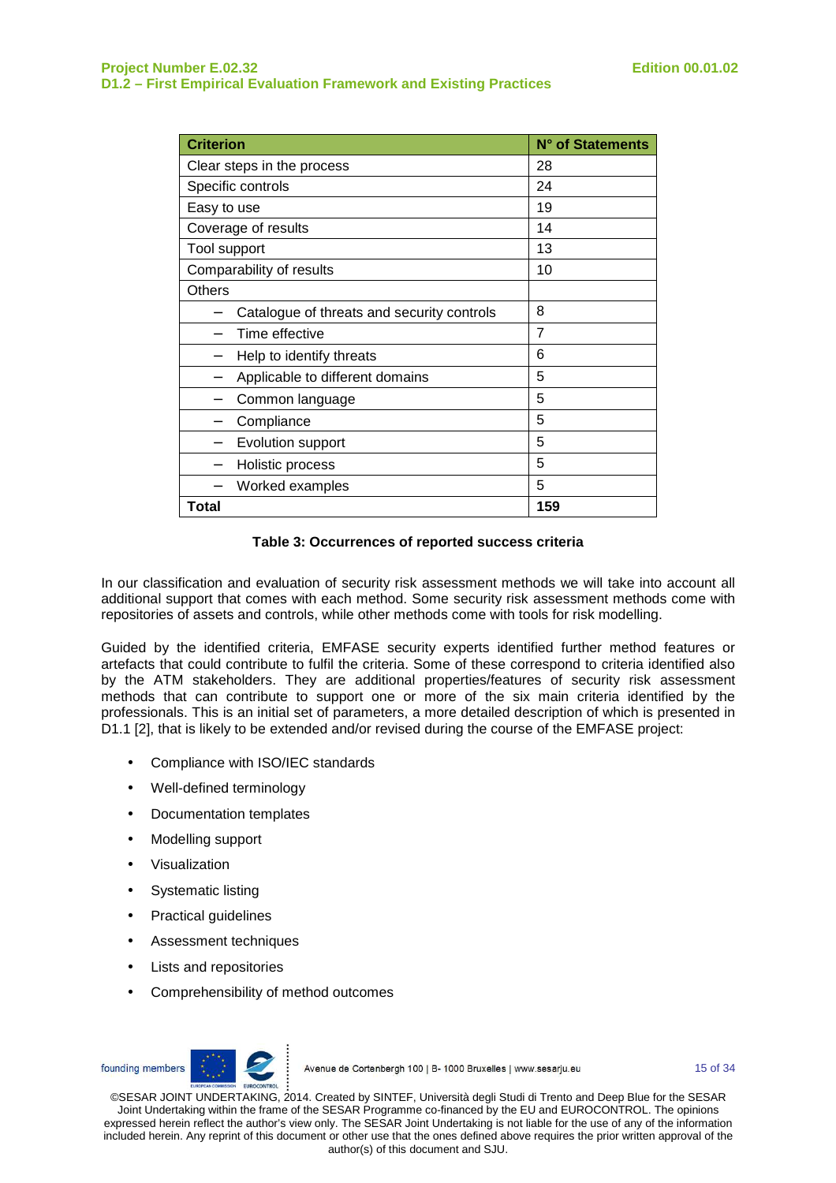| Criterion | N° of Statements |
| --- | --- |
| Clear steps in the process | 28 |
| Specific controls | 24 |
| Easy to use | 19 |
| Coverage of results | 14 |
| Tool support | 13 |
| Comparability of results | 10 |
| Others | |
| – Catalogue of threats and security controls | 8 |
| – Time effective | 7 |
| – Help to identify threats | 6 |
| – Applicable to different domains | 5 |
| – Common language | 5 |
| – Compliance | 5 |
| – Evolution support | 5 |
| – Holistic process | 5 |
| – Worked examples | 5 |
| **Total** | **159** |

**Table 3: Occurrences of reported success criteria**

In our classification and evaluation of security risk assessment methods we will take into account all additional support that comes with each method. Some security risk assessment methods come with repositories of assets and controls, while other methods come with tools for risk modelling.

Guided by the identified criteria, EMFASE security experts identified further method features or artefacts that could contribute to fulfil the criteria. Some of these correspond to criteria identified also by the ATM stakeholders. They are additional properties/features of security risk assessment methods that can contribute to support one or more of the six main criteria identified by the professionals. This is an initial set of parameters, a more detailed description of which is presented in D1.1 [2], that is likely to be extended and/or revised during the course of the EMFASE project:

- Compliance with ISO/IEC standards
- Well-defined terminology
- Documentation templates
- Modelling support
- Visualization
- Systematic listing
- Practical guidelines
- Assessment techniques
- Lists and repositories
- Comprehensibility of method outcomes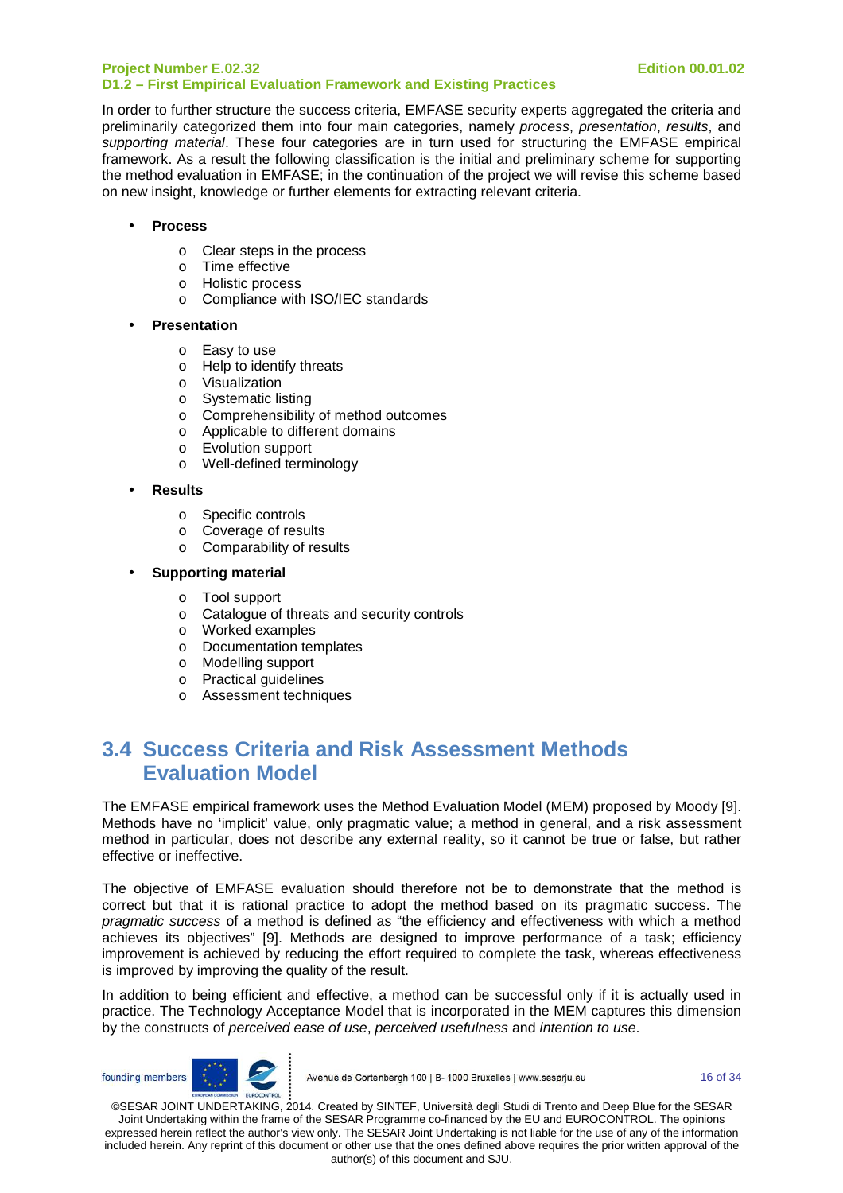In order to further structure the success criteria, EMFASE security experts aggregated the criteria and preliminarily categorized them into four main categories, namely *process*, *presentation*, *results*, and *supporting material*. These four categories are in turn used for structuring the EMFASE empirical framework. As a result the following classification is the initial and preliminary scheme for supporting the method evaluation in EMFASE; in the continuation of the project we will revise this scheme based on new insight, knowledge or further elements for extracting relevant criteria.

- **Process**
  - Clear steps in the process
  - Time effective
  - Holistic process
  - Compliance with ISO/IEC standards
- **Presentation**
  - Easy to use
  - Help to identify threats
  - Visualization
  - Systematic listing
  - Comprehensibility of method outcomes
  - Applicable to different domains
  - Evolution support
  - Well-defined terminology
- **Results**
  - Specific controls
  - Coverage of results
  - Comparability of results
- **Supporting material**
  - Tool support
  - Catalogue of threats and security controls
  - Worked examples
  - Documentation templates
  - Modelling support
  - Practical guidelines
  - Assessment techniques

## 3.4 Success Criteria and Risk Assessment Methods Evaluation Model

The EMFASE empirical framework uses the Method Evaluation Model (MEM) proposed by Moody [9]. Methods have no 'implicit' value, only pragmatic value; a method in general, and a risk assessment method in particular, does not describe any external reality, so it cannot be true or false, but rather effective or ineffective.

The objective of EMFASE evaluation should therefore not be to demonstrate that the method is correct but that it is rational practice to adopt the method based on its pragmatic success. The *pragmatic success* of a method is defined as "the efficiency and effectiveness with which a method achieves its objectives" [9]. Methods are designed to improve performance of a task; efficiency improvement is achieved by reducing the effort required to complete the task, whereas effectiveness is improved by improving the quality of the result.

In addition to being efficient and effective, a method can be successful only if it is actually used in practice. The Technology Acceptance Model that is incorporated in the MEM captures this dimension by the constructs of *perceived ease of use*, *perceived usefulness* and *intention to use*.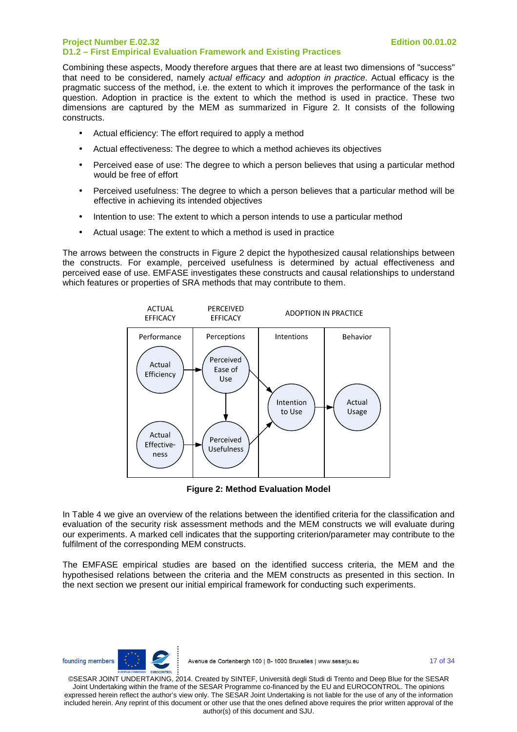Combining these aspects, Moody therefore argues that there are at least two dimensions of "success" that need to be considered, namely *actual efficacy* and *adoption in practice*. Actual efficacy is the pragmatic success of the method, i.e. the extent to which it improves the performance of the task in question. Adoption in practice is the extent to which the method is used in practice. These two dimensions are captured by the MEM as summarized in Figure 2. It consists of the following constructs.

- Actual efficiency: The effort required to apply a method
- Actual effectiveness: The degree to which a method achieves its objectives
- Perceived ease of use: The degree to which a person believes that using a particular method would be free of effort
- Perceived usefulness: The degree to which a person believes that a particular method will be effective in achieving its intended objectives
- Intention to use: The extent to which a person intends to use a particular method
- Actual usage: The extent to which a method is used in practice

The arrows between the constructs in Figure 2 depict the hypothesized causal relationships between the constructs. For example, perceived usefulness is determined by actual effectiveness and perceived ease of use. EMFASE investigates these constructs and causal relationships to understand which features or properties of SRA methods that may contribute to them.

ACTUAL EFFICACY
PERCEIVED EFFICACY
ADOPTION IN PRACTICE
Performance
Perceptions
Intentions
Behavior
Actual Efficiency
Perceived Ease of Use
Intention to Use
Actual Usage
Actual Effective-ness
Perceived Usefulness

**Figure 2: Method Evaluation Model**

In Table 4 we give an overview of the relations between the identified criteria for the classification and evaluation of the security risk assessment methods and the MEM constructs we will evaluate during our experiments. A marked cell indicates that the supporting criterion/parameter may contribute to the fulfilment of the corresponding MEM constructs.

The EMFASE empirical studies are based on the identified success criteria, the MEM and the hypothesised relations between the criteria and the MEM constructs as presented in this section. In the next section we present our initial empirical framework for conducting such experiments.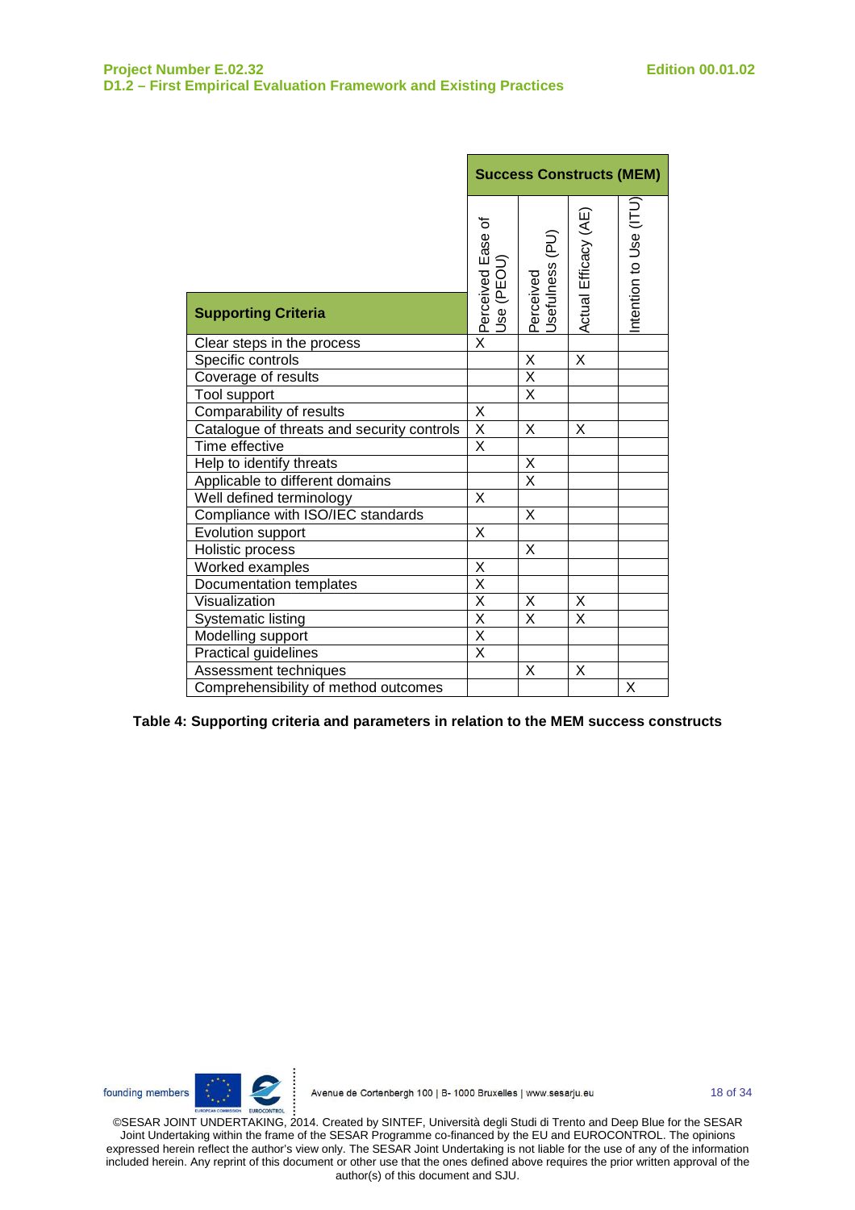| Supporting Criteria | Success Constructs (MEM) | | | |
|---|---|---|---|---|
| | Perceived Ease of Use (PEOU) | Perceived Usefulness (PU) | Actual Efficacy (AE) | Intention to Use (ITU) |
| Clear steps in the process | X | | | |
| Specific controls | | X | X | |
| Coverage of results | | X | | |
| Tool support | | X | | |
| Comparability of results | X | | | |
| Catalogue of threats and security controls | X | X | X | |
| Time effective | X | | | |
| Help to identify threats | | X | | |
| Applicable to different domains | | X | | |
| Well defined terminology | X | | | |
| Compliance with ISO/IEC standards | | X | | |
| Evolution support | X | | | |
| Holistic process | | X | | |
| Worked examples | X | | | |
| Documentation templates | X | | | |
| Visualization | X | X | X | |
| Systematic listing | X | X | X | |
| Modelling support | X | | | |
| Practical guidelines | X | | | |
| Assessment techniques | | X | X | |
| Comprehensibility of method outcomes | | | | X |

**Table 4: Supporting criteria and parameters in relation to the MEM success constructs**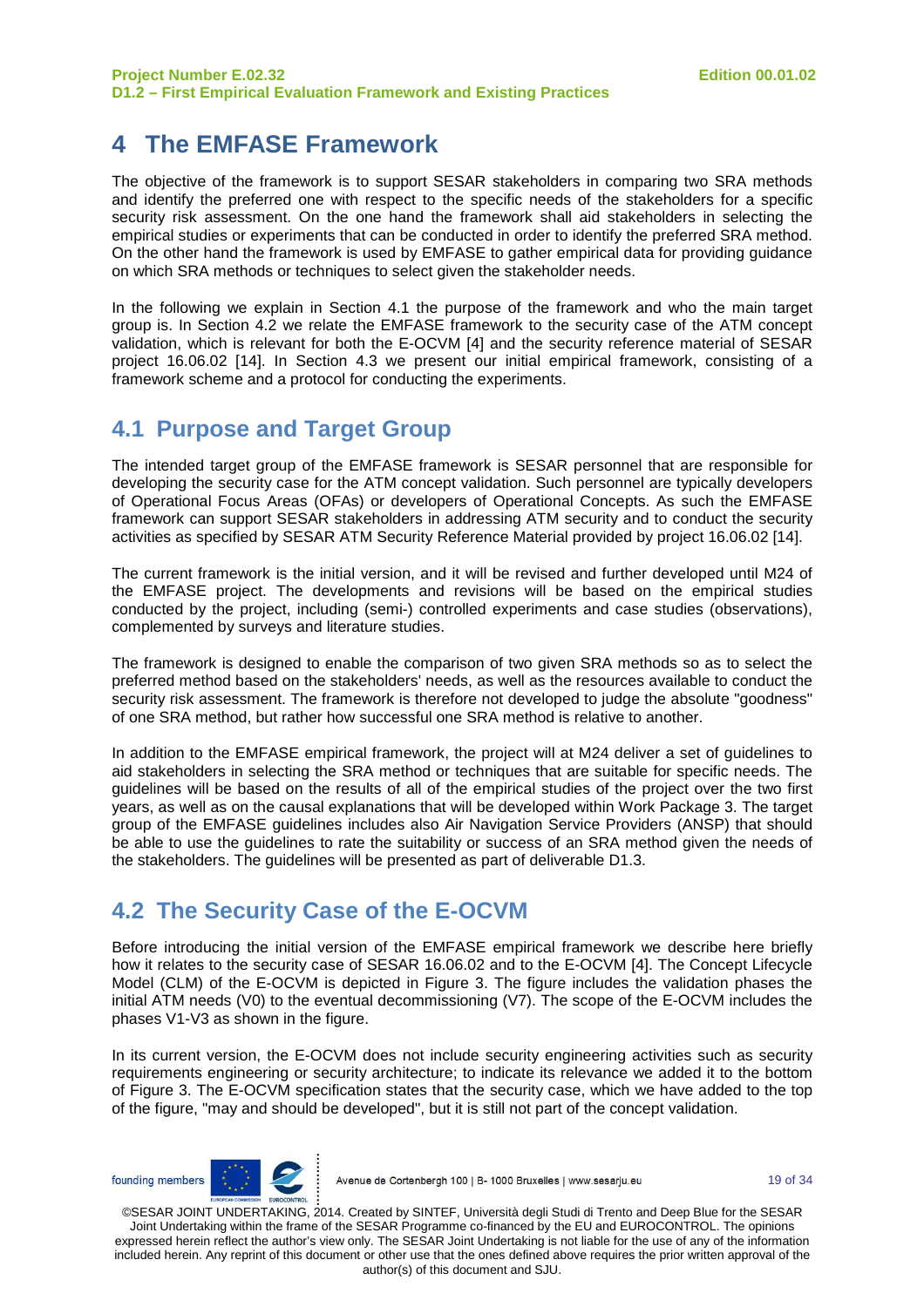# 4 The EMFASE Framework

The objective of the framework is to support SESAR stakeholders in comparing two SRA methods and identify the preferred one with respect to the specific needs of the stakeholders for a specific security risk assessment. On the one hand the framework shall aid stakeholders in selecting the empirical studies or experiments that can be conducted in order to identify the preferred SRA method. On the other hand the framework is used by EMFASE to gather empirical data for providing guidance on which SRA methods or techniques to select given the stakeholder needs.

In the following we explain in Section 4.1 the purpose of the framework and who the main target group is. In Section 4.2 we relate the EMFASE framework to the security case of the ATM concept validation, which is relevant for both the E-OCVM [4] and the security reference material of SESAR project 16.06.02 [14]. In Section 4.3 we present our initial empirical framework, consisting of a framework scheme and a protocol for conducting the experiments.

## 4.1 Purpose and Target Group

The intended target group of the EMFASE framework is SESAR personnel that are responsible for developing the security case for the ATM concept validation. Such personnel are typically developers of Operational Focus Areas (OFAs) or developers of Operational Concepts. As such the EMFASE framework can support SESAR stakeholders in addressing ATM security and to conduct the security activities as specified by SESAR ATM Security Reference Material provided by project 16.06.02 [14].

The current framework is the initial version, and it will be revised and further developed until M24 of the EMFASE project. The developments and revisions will be based on the empirical studies conducted by the project, including (semi-) controlled experiments and case studies (observations), complemented by surveys and literature studies.

The framework is designed to enable the comparison of two given SRA methods so as to select the preferred method based on the stakeholders' needs, as well as the resources available to conduct the security risk assessment. The framework is therefore not developed to judge the absolute "goodness" of one SRA method, but rather how successful one SRA method is relative to another.

In addition to the EMFASE empirical framework, the project will at M24 deliver a set of guidelines to aid stakeholders in selecting the SRA method or techniques that are suitable for specific needs. The guidelines will be based on the results of all of the empirical studies of the project over the two first years, as well as on the causal explanations that will be developed within Work Package 3. The target group of the EMFASE guidelines includes also Air Navigation Service Providers (ANSP) that should be able to use the guidelines to rate the suitability or success of an SRA method given the needs of the stakeholders. The guidelines will be presented as part of deliverable D1.3.

## 4.2 The Security Case of the E-OCVM

Before introducing the initial version of the EMFASE empirical framework we describe here briefly how it relates to the security case of SESAR 16.06.02 and to the E-OCVM [4]. The Concept Lifecycle Model (CLM) of the E-OCVM is depicted in Figure 3. The figure includes the validation phases the initial ATM needs (V0) to the eventual decommissioning (V7). The scope of the E-OCVM includes the phases V1-V3 as shown in the figure.

In its current version, the E-OCVM does not include security engineering activities such as security requirements engineering or security architecture; to indicate its relevance we added it to the bottom of Figure 3. The E-OCVM specification states that the security case, which we have added to the top of the figure, "may and should be developed", but it is still not part of the concept validation.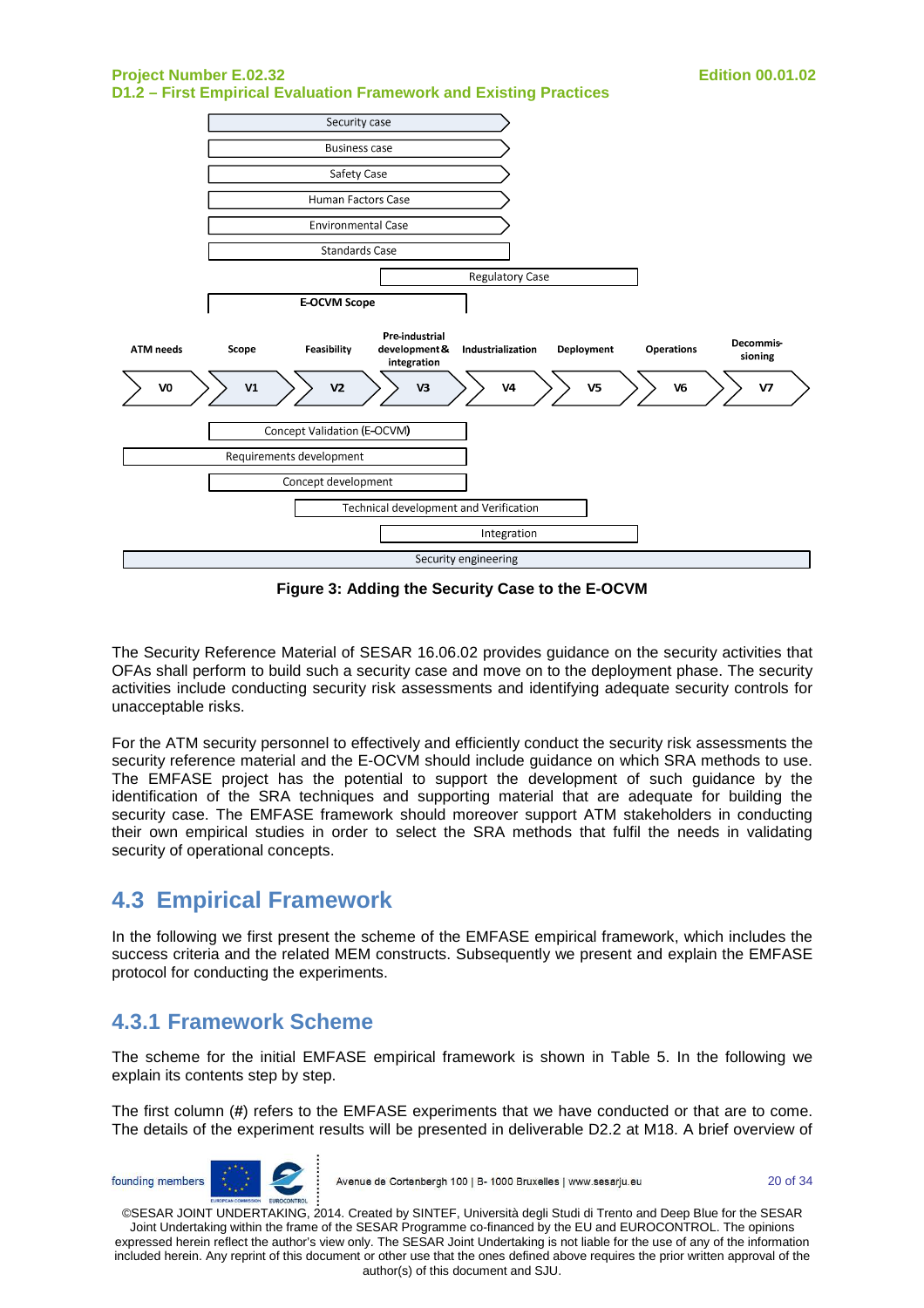Security case

Business case

Safety Case

Human Factors Case

Environmental Case

Standards Case

Regulatory Case

E-OCVM Scope

ATM needs | Scope | Feasibility | Pre-industrial development & integration | Industrialization | Deployment | Operations | Decommissioning

V0 | V1 | V2 | V3 | V4 | V5 | V6 | V7

Concept Validation (E-OCVM)

Requirements development

Concept development

Technical development and Verification

Integration

Security engineering

**Figure 3: Adding the Security Case to the E-OCVM**

The Security Reference Material of SESAR 16.06.02 provides guidance on the security activities that OFAs shall perform to build such a security case and move on to the deployment phase. The security activities include conducting security risk assessments and identifying adequate security controls for unacceptable risks.

For the ATM security personnel to effectively and efficiently conduct the security risk assessments the security reference material and the E-OCVM should include guidance on which SRA methods to use. The EMFASE project has the potential to support the development of such guidance by the identification of the SRA techniques and supporting material that are adequate for building the security case. The EMFASE framework should moreover support ATM stakeholders in conducting their own empirical studies in order to select the SRA methods that fulfil the needs in validating security of operational concepts.

## 4.3 Empirical Framework

In the following we first present the scheme of the EMFASE empirical framework, which includes the success criteria and the related MEM constructs. Subsequently we present and explain the EMFASE protocol for conducting the experiments.

### 4.3.1 Framework Scheme

The scheme for the initial EMFASE empirical framework is shown in Table 5. In the following we explain its contents step by step.

The first column (#) refers to the EMFASE experiments that we have conducted or that are to come. The details of the experiment results will be presented in deliverable D2.2 at M18. A brief overview of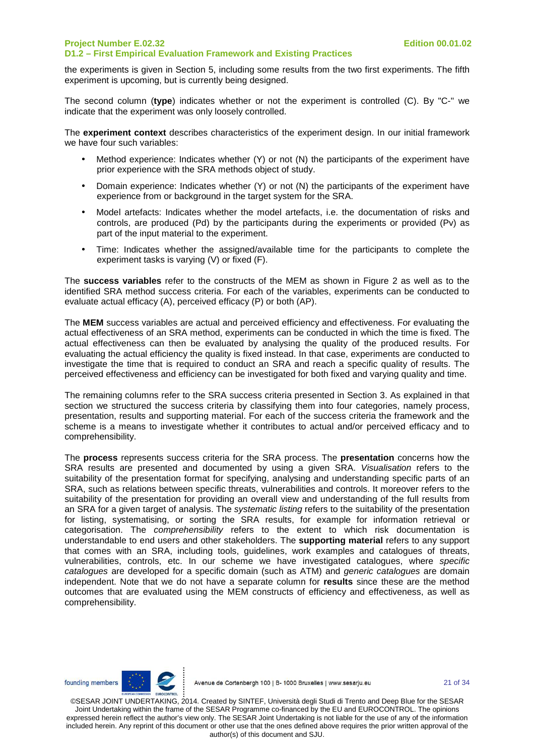the experiments is given in Section 5, including some results from the two first experiments. The fifth experiment is upcoming, but is currently being designed.

The second column (**type**) indicates whether or not the experiment is controlled (C). By "C-" we indicate that the experiment was only loosely controlled.

The **experiment context** describes characteristics of the experiment design. In our initial framework we have four such variables:

- Method experience: Indicates whether (Y) or not (N) the participants of the experiment have prior experience with the SRA methods object of study.
- Domain experience: Indicates whether (Y) or not (N) the participants of the experiment have experience from or background in the target system for the SRA.
- Model artefacts: Indicates whether the model artefacts, i.e. the documentation of risks and controls, are produced (Pd) by the participants during the experiments or provided (Pv) as part of the input material to the experiment.
- Time: Indicates whether the assigned/available time for the participants to complete the experiment tasks is varying (V) or fixed (F).

The **success variables** refer to the constructs of the MEM as shown in Figure 2 as well as to the identified SRA method success criteria. For each of the variables, experiments can be conducted to evaluate actual efficacy (A), perceived efficacy (P) or both (AP).

The **MEM** success variables are actual and perceived efficiency and effectiveness. For evaluating the actual effectiveness of an SRA method, experiments can be conducted in which the time is fixed. The actual effectiveness can then be evaluated by analysing the quality of the produced results. For evaluating the actual efficiency the quality is fixed instead. In that case, experiments are conducted to investigate the time that is required to conduct an SRA and reach a specific quality of results. The perceived effectiveness and efficiency can be investigated for both fixed and varying quality and time.

The remaining columns refer to the SRA success criteria presented in Section 3. As explained in that section we structured the success criteria by classifying them into four categories, namely process, presentation, results and supporting material. For each of the success criteria the framework and the scheme is a means to investigate whether it contributes to actual and/or perceived efficacy and to comprehensibility.

The **process** represents success criteria for the SRA process. The **presentation** concerns how the SRA results are presented and documented by using a given SRA. *Visualisation* refers to the suitability of the presentation format for specifying, analysing and understanding specific parts of an SRA, such as relations between specific threats, vulnerabilities and controls. It moreover refers to the suitability of the presentation for providing an overall view and understanding of the full results from an SRA for a given target of analysis. The *systematic listing* refers to the suitability of the presentation for listing, systematising, or sorting the SRA results, for example for information retrieval or categorisation. The *comprehensibility* refers to the extent to which risk documentation is understandable to end users and other stakeholders. The **supporting material** refers to any support that comes with an SRA, including tools, guidelines, work examples and catalogues of threats, vulnerabilities, controls, etc. In our scheme we have investigated catalogues, where *specific catalogues* are developed for a specific domain (such as ATM) and *generic catalogues* are domain independent. Note that we do not have a separate column for **results** since these are the method outcomes that are evaluated using the MEM constructs of efficiency and effectiveness, as well as comprehensibility.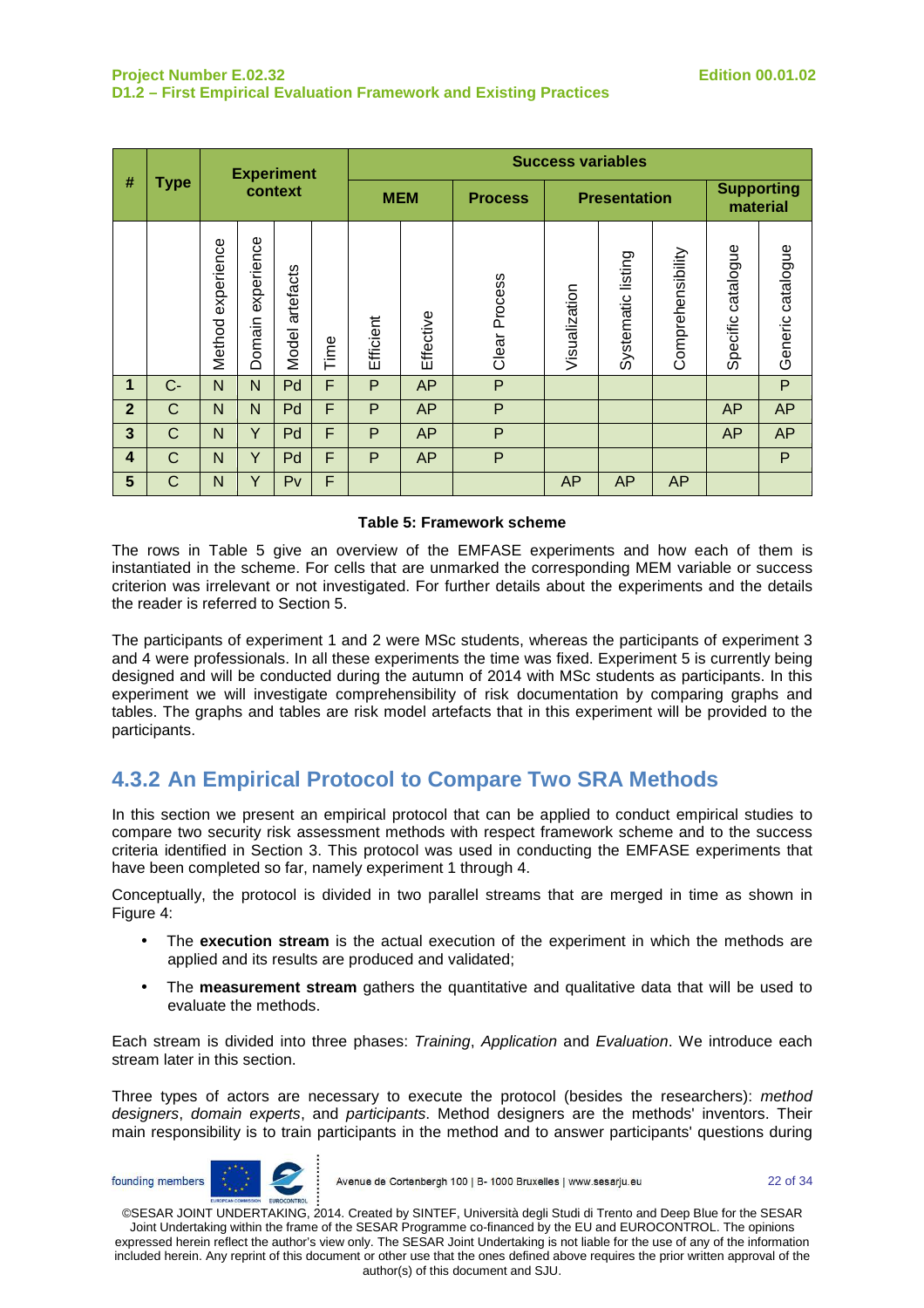| # | Type | Experiment context | | | | Success variables | | | | | | | |
|---|---|---|---|---|---|---|---|---|---|---|---|---|---|
| | | | | | | MEM | | Process | Presentation | | | Supporting material | |
| | | Method experience | Domain experience | Model artefacts | Time | Efficient | Effective | Clear Process | Visualization | Systematic listing | Comprehensibility | Specific catalogue | Generic catalogue |
| 1 | C- | N | N | Pd | F | P | AP | P | | | | | P |
| 2 | C | N | N | Pd | F | P | AP | P | | | | AP | AP |
| 3 | C | N | Y | Pd | F | P | AP | P | | | | AP | AP |
| 4 | C | N | Y | Pd | F | P | AP | P | | | | | P |
| 5 | C | N | Y | Pv | F | | | | AP | AP | AP | | |

**Table 5: Framework scheme**

The rows in Table 5 give an overview of the EMFASE experiments and how each of them is instantiated in the scheme. For cells that are unmarked the corresponding MEM variable or success criterion was irrelevant or not investigated. For further details about the experiments and the details the reader is referred to Section 5.

The participants of experiment 1 and 2 were MSc students, whereas the participants of experiment 3 and 4 were professionals. In all these experiments the time was fixed. Experiment 5 is currently being designed and will be conducted during the autumn of 2014 with MSc students as participants. In this experiment we will investigate comprehensibility of risk documentation by comparing graphs and tables. The graphs and tables are risk model artefacts that in this experiment will be provided to the participants.

### 4.3.2 An Empirical Protocol to Compare Two SRA Methods

In this section we present an empirical protocol that can be applied to conduct empirical studies to compare two security risk assessment methods with respect framework scheme and to the success criteria identified in Section 3. This protocol was used in conducting the EMFASE experiments that have been completed so far, namely experiment 1 through 4.

Conceptually, the protocol is divided in two parallel streams that are merged in time as shown in Figure 4:

- The **execution stream** is the actual execution of the experiment in which the methods are applied and its results are produced and validated;
- The **measurement stream** gathers the quantitative and qualitative data that will be used to evaluate the methods.

Each stream is divided into three phases: *Training*, *Application* and *Evaluation*. We introduce each stream later in this section.

Three types of actors are necessary to execute the protocol (besides the researchers): *method designers*, *domain experts*, and *participants*. Method designers are the methods' inventors. Their main responsibility is to train participants in the method and to answer participants' questions during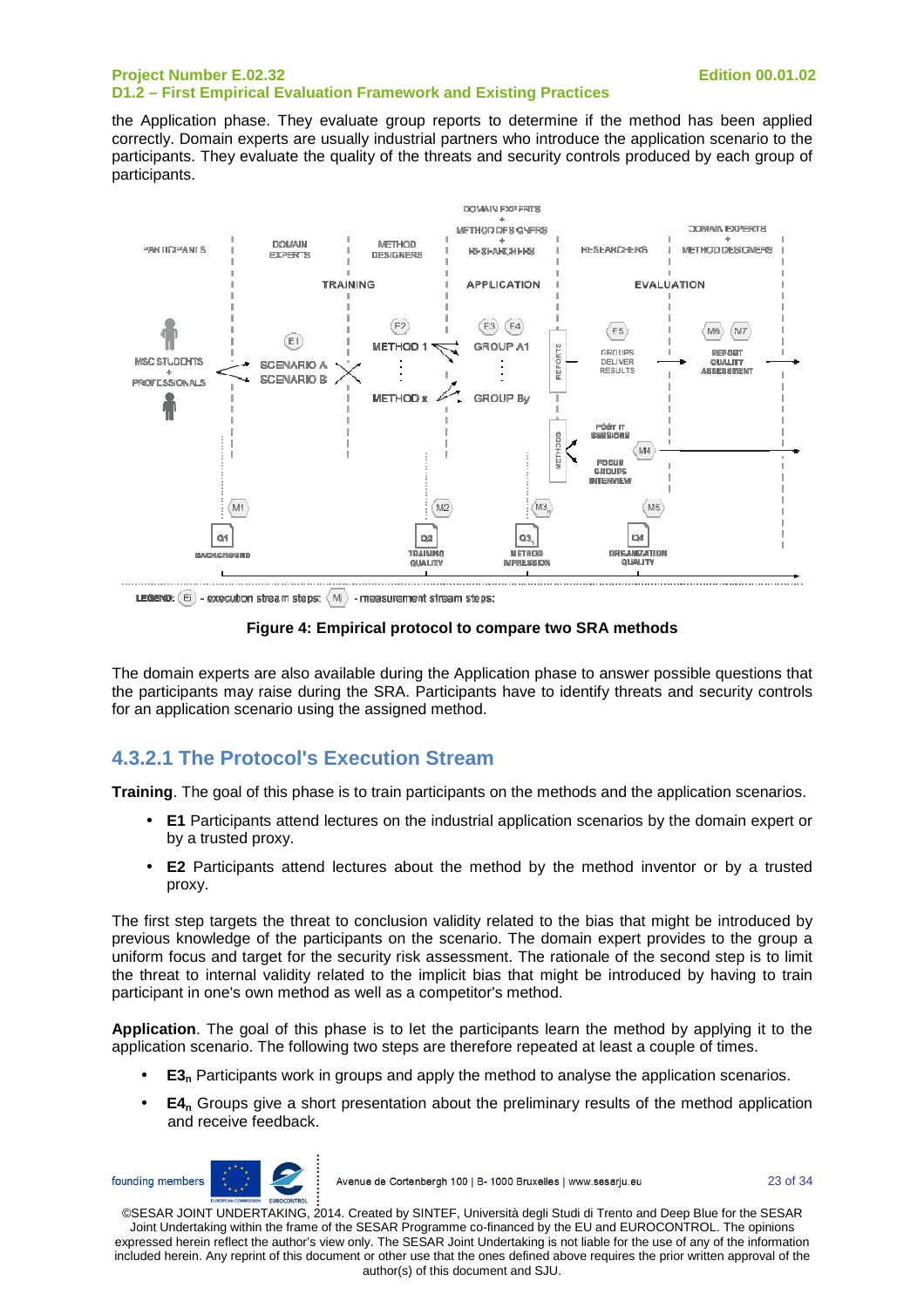the Application phase. They evaluate group reports to determine if the method has been applied correctly. Domain experts are usually industrial partners who introduce the application scenario to the participants. They evaluate the quality of the threats and security controls produced by each group of participants.

**Figure 4: Empirical protocol to compare two SRA methods**

The domain experts are also available during the Application phase to answer possible questions that the participants may raise during the SRA. Participants have to identify threats and security controls for an application scenario using the assigned method.

### 4.3.2.1 The Protocol's Execution Stream

**Training**. The goal of this phase is to train participants on the methods and the application scenarios.

- **E1** Participants attend lectures on the industrial application scenarios by the domain expert or by a trusted proxy.
- **E2** Participants attend lectures about the method by the method inventor or by a trusted proxy.

The first step targets the threat to conclusion validity related to the bias that might be introduced by previous knowledge of the participants on the scenario. The domain expert provides to the group a uniform focus and target for the security risk assessment. The rationale of the second step is to limit the threat to internal validity related to the implicit bias that might be introduced by having to train participant in one's own method as well as a competitor's method.

**Application**. The goal of this phase is to let the participants learn the method by applying it to the application scenario. The following two steps are therefore repeated at least a couple of times.

- **$E3_n$** Participants work in groups and apply the method to analyse the application scenarios.
- **$E4_n$** Groups give a short presentation about the preliminary results of the method application and receive feedback.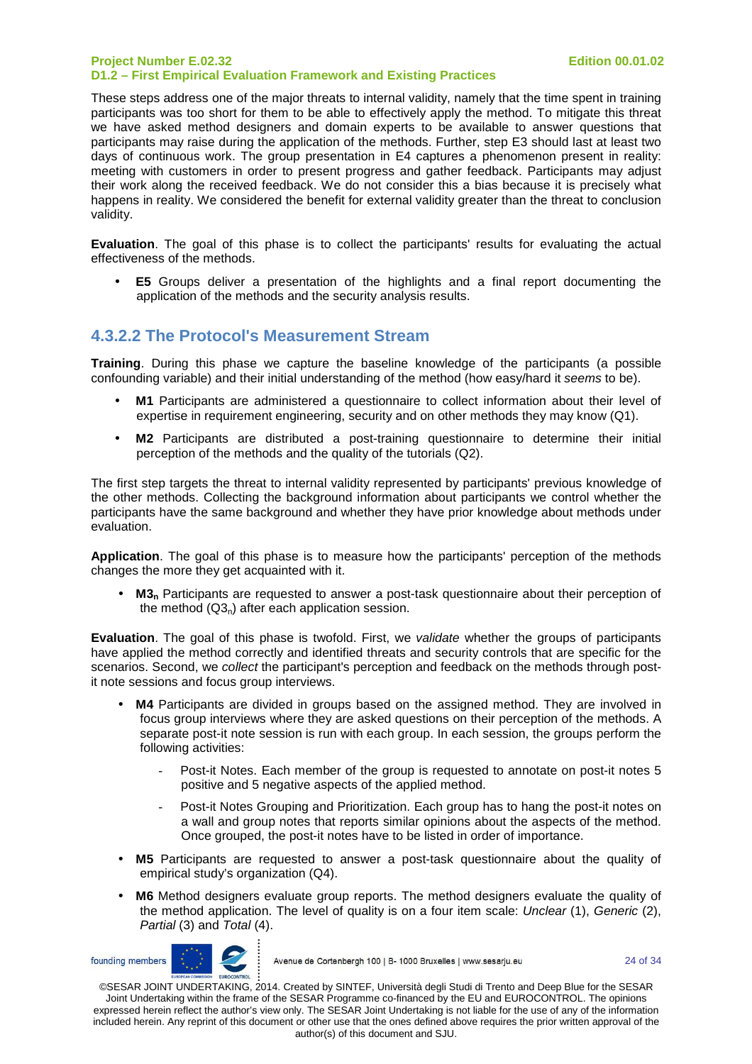These steps address one of the major threats to internal validity, namely that the time spent in training participants was too short for them to be able to effectively apply the method. To mitigate this threat we have asked method designers and domain experts to be available to answer questions that participants may raise during the application of the methods. Further, step E3 should last at least two days of continuous work. The group presentation in E4 captures a phenomenon present in reality: meeting with customers in order to present progress and gather feedback. Participants may adjust their work along the received feedback. We do not consider this a bias because it is precisely what happens in reality. We considered the benefit for external validity greater than the threat to conclusion validity.

**Evaluation**. The goal of this phase is to collect the participants' results for evaluating the actual effectiveness of the methods.

- **E5** Groups deliver a presentation of the highlights and a final report documenting the application of the methods and the security analysis results.

### 4.3.2.2 The Protocol's Measurement Stream

**Training**. During this phase we capture the baseline knowledge of the participants (a possible confounding variable) and their initial understanding of the method (how easy/hard it *seems* to be).

- **M1** Participants are administered a questionnaire to collect information about their level of expertise in requirement engineering, security and on other methods they may know (Q1).
- **M2** Participants are distributed a post-training questionnaire to determine their initial perception of the methods and the quality of the tutorials (Q2).

The first step targets the threat to internal validity represented by participants' previous knowledge of the other methods. Collecting the background information about participants we control whether the participants have the same background and whether they have prior knowledge about methods under evaluation.

**Application**. The goal of this phase is to measure how the participants' perception of the methods changes the more they get acquainted with it.

- **$M3_n$** Participants are requested to answer a post-task questionnaire about their perception of the method ($Q3_n$) after each application session.

**Evaluation**. The goal of this phase is twofold. First, we *validate* whether the groups of participants have applied the method correctly and identified threats and security controls that are specific for the scenarios. Second, we *collect* the participant's perception and feedback on the methods through post-it note sessions and focus group interviews.

- **M4** Participants are divided in groups based on the assigned method. They are involved in focus group interviews where they are asked questions on their perception of the methods. A separate post-it note session is run with each group. In each session, the groups perform the following activities:
  - Post-it Notes. Each member of the group is requested to annotate on post-it notes 5 positive and 5 negative aspects of the applied method.
  - Post-it Notes Grouping and Prioritization. Each group has to hang the post-it notes on a wall and group notes that reports similar opinions about the aspects of the method. Once grouped, the post-it notes have to be listed in order of importance.
- **M5** Participants are requested to answer a post-task questionnaire about the quality of empirical study's organization (Q4).
- **M6** Method designers evaluate group reports. The method designers evaluate the quality of the method application. The level of quality is on a four item scale: *Unclear* (1), *Generic* (2), *Partial* (3) and *Total* (4).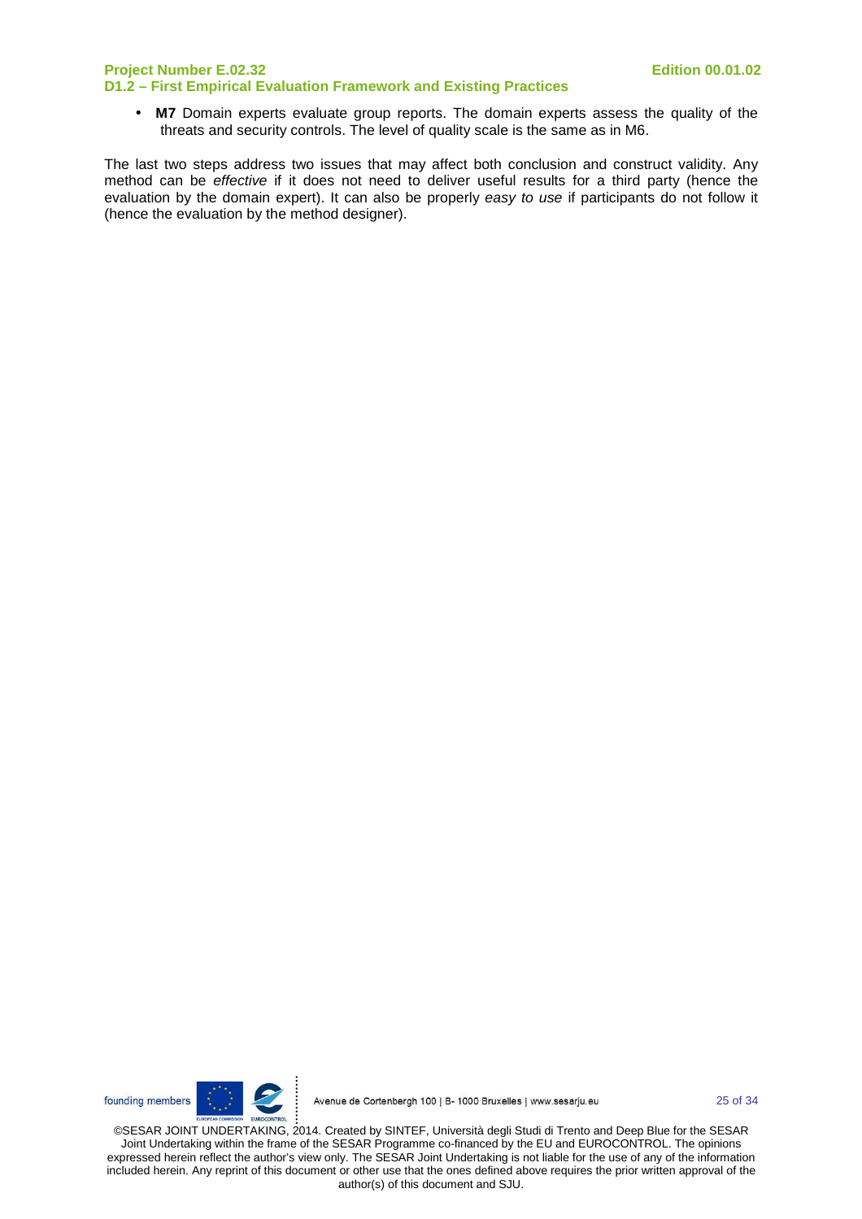- **M7** Domain experts evaluate group reports. The domain experts assess the quality of the threats and security controls. The level of quality scale is the same as in M6.

The last two steps address two issues that may affect both conclusion and construct validity. Any method can be *effective* if it does not need to deliver useful results for a third party (hence the evaluation by the domain expert). It can also be properly *easy to use* if participants do not follow it (hence the evaluation by the method designer).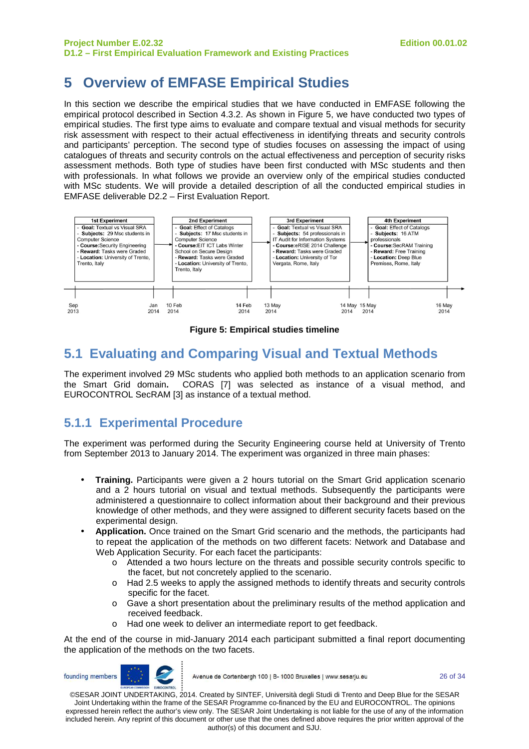# 5 Overview of EMFASE Empirical Studies

In this section we describe the empirical studies that we have conducted in EMFASE following the empirical protocol described in Section 4.3.2. As shown in Figure 5, we have conducted two types of empirical studies. The first type aims to evaluate and compare textual and visual methods for security risk assessment with respect to their actual effectiveness in identifying threats and security controls and participants' perception. The second type of studies focuses on assessing the impact of using catalogues of threats and security controls on the actual effectiveness and perception of security risks assessment methods. Both type of studies have been first conducted with MSc students and then with professionals. In what follows we provide an overview only of the empirical studies conducted with MSc students. We will provide a detailed description of all the conducted empirical studies in EMFASE deliverable D2.2 – First Evaluation Report.

1st Experiment
- Goal: Textual vs Visual SRA
- Subjects: 29 Msc students in Computer Science
- Course: Security Engineering
- Reward: Tasks were Graded
- Location: University of Trento, Trento, Italy

2nd Experiment
- Goal: Effect of Catalogs
- Subjects: 17 Msc students in Computer Science
- Course: EIT ICT Labs Winter School on Secure Design
- Reward: Tasks were Graded
- Location: University of Trento, Trento, Italy

3rd Experiment
- Goal: Textual vs Visual SRA
- Subjects: 54 professionals in IT Audit for Information Systems
- Course: eRISE 2014 Challenge
- Reward: Tasks were Graded
- Location: University of Tor Vergata, Rome, Italy

4th Experiment
- Goal: Effect of Catalogs
- Subjects: 16 ATM professionals
- Course: SecRAM Training
- Reward: Free Training
- Location: Deep Blue Premises, Rome, Italy

Sep 2013
Jan 2014
10 Feb 2014
14 Feb 2014
13 May 2014
14 May 2014
15 May 2014
16 May 2014

**Figure 5: Empirical studies timeline**

## 5.1 Evaluating and Comparing Visual and Textual Methods

The experiment involved 29 MSc students who applied both methods to an application scenario from the Smart Grid domain. CORAS [7] was selected as instance of a visual method, and EUROCONTROL SecRAM [3] as instance of a textual method.

### 5.1.1 Experimental Procedure

The experiment was performed during the Security Engineering course held at University of Trento from September 2013 to January 2014. The experiment was organized in three main phases:

- **Training.** Participants were given a 2 hours tutorial on the Smart Grid application scenario and a 2 hours tutorial on visual and textual methods. Subsequently the participants were administered a questionnaire to collect information about their background and their previous knowledge of other methods, and they were assigned to different security facets based on the experimental design.
- **Application.** Once trained on the Smart Grid scenario and the methods, the participants had to repeat the application of the methods on two different facets: Network and Database and Web Application Security. For each facet the participants:
  - Attended a two hours lecture on the threats and possible security controls specific to the facet, but not concretely applied to the scenario.
  - Had 2.5 weeks to apply the assigned methods to identify threats and security controls specific for the facet.
  - Gave a short presentation about the preliminary results of the method application and received feedback.
  - Had one week to deliver an intermediate report to get feedback.

At the end of the course in mid-January 2014 each participant submitted a final report documenting the application of the methods on the two facets.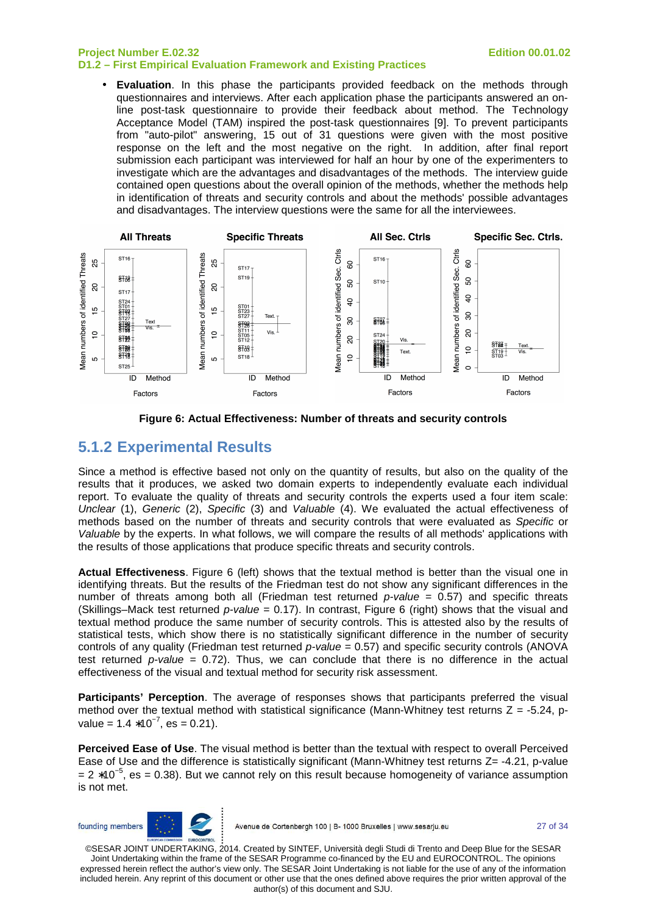- **Evaluation**. In this phase the participants provided feedback on the methods through questionnaires and interviews. After each application phase the participants answered an on-line post-task questionnaire to provide their feedback about method. The Technology Acceptance Model (TAM) inspired the post-task questionnaires [9]. To prevent participants from "auto-pilot" answering, 15 out of 31 questions were given with the most positive response on the left and the most negative on the right. In addition, after final report submission each participant was interviewed for half an hour by one of the experimenters to investigate which are the advantages and disadvantages of the methods. The interview guide contained open questions about the overall opinion of the methods, whether the methods help in identification of threats and security controls and about the methods' possible advantages and disadvantages. The interview questions were the same for all the interviewees.

All Threats
Specific Threats
All Sec. Ctrls
Specific Sec. Ctrls.

Mean numbers of identified Threats
Mean numbers of identified Sec. Ctrls

ID Method
Factors

Text.
Vis.

**Figure 6: Actual Effectiveness: Number of threats and security controls**

## 5.1.2 Experimental Results

Since a method is effective based not only on the quantity of results, but also on the quality of the results that it produces, we asked two domain experts to independently evaluate each individual report. To evaluate the quality of threats and security controls the experts used a four item scale: *Unclear* (1), *Generic* (2), *Specific* (3) and *Valuable* (4). We evaluated the actual effectiveness of methods based on the number of threats and security controls that were evaluated as *Specific* or *Valuable* by the experts. In what follows, we will compare the results of all methods' applications with the results of those applications that produce specific threats and security controls.

**Actual Effectiveness**. Figure 6 (left) shows that the textual method is better than the visual one in identifying threats. But the results of the Friedman test do not show any significant differences in the number of threats among both all (Friedman test returned *p-value* = 0.57) and specific threats (Skillings–Mack test returned *p-value* = 0.17). In contrast, Figure 6 (right) shows that the visual and textual method produce the same number of security controls. This is attested also by the results of statistical tests, which show there is no statistically significant difference in the number of security controls of any quality (Friedman test returned *p-value* = 0.57) and specific security controls (ANOVA test returned *p-value* = 0.72). Thus, we can conclude that there is no difference in the actual effectiveness of the visual and textual method for security risk assessment.

**Participants' Perception**. The average of responses shows that participants preferred the visual method over the textual method with statistical significance (Mann-Whitney test returns Z = -5.24, p-value = $1.4 \times 10^{-7}$, es = 0.21).

**Perceived Ease of Use**. The visual method is better than the textual with respect to overall Perceived Ease of Use and the difference is statistically significant (Mann-Whitney test returns Z= -4.21, p-value = $2 \times 10^{-5}$, es = 0.38). But we cannot rely on this result because homogeneity of variance assumption is not met.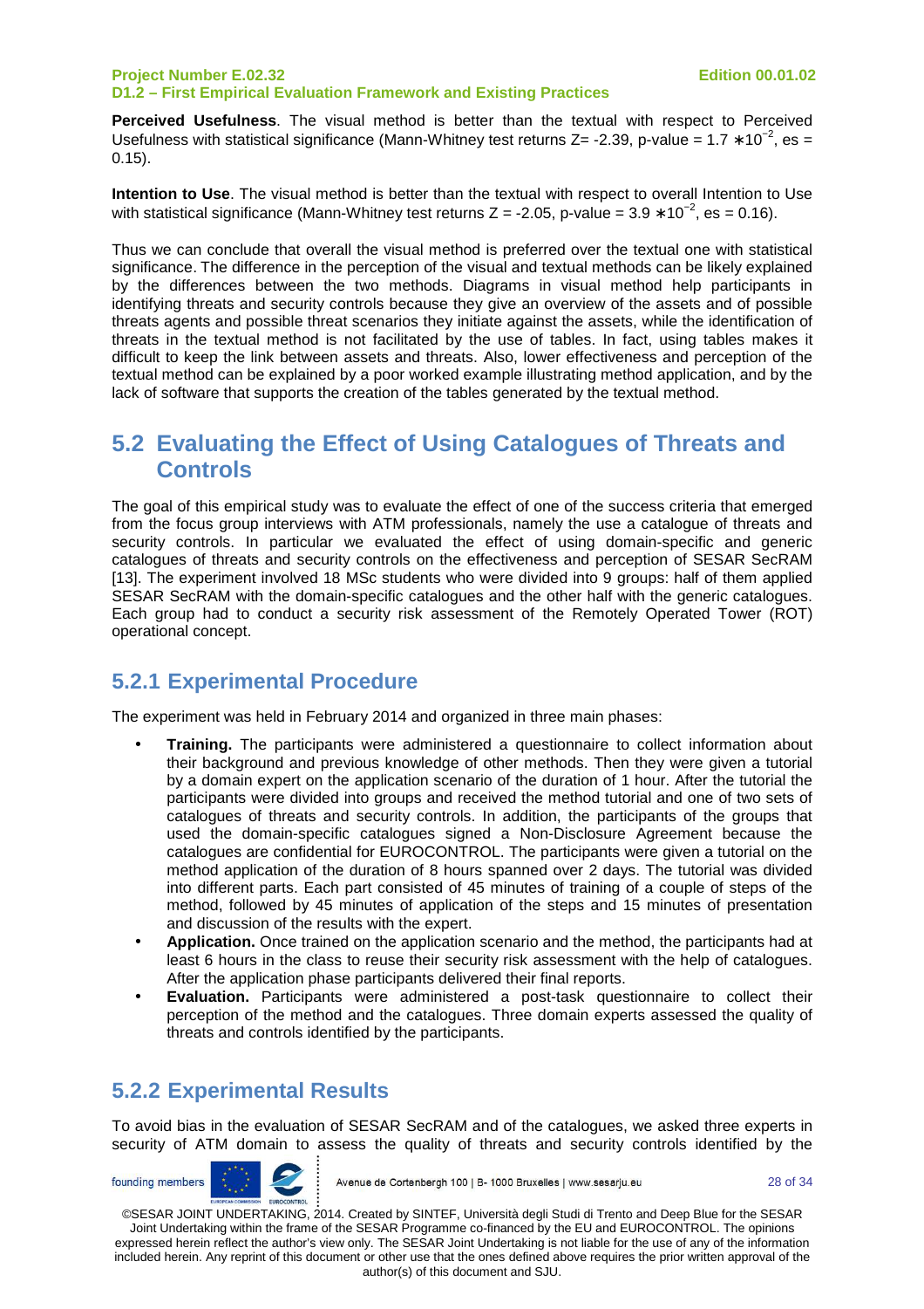**Perceived Usefulness**. The visual method is better than the textual with respect to Perceived Usefulness with statistical significance (Mann-Whitney test returns Z= -2.39, p-value = $1.7 * 10^{-2}$, es = 0.15).

**Intention to Use**. The visual method is better than the textual with respect to overall Intention to Use with statistical significance (Mann-Whitney test returns Z = -2.05, p-value = $3.9 * 10^{-2}$, es = 0.16).

Thus we can conclude that overall the visual method is preferred over the textual one with statistical significance. The difference in the perception of the visual and textual methods can be likely explained by the differences between the two methods. Diagrams in visual method help participants in identifying threats and security controls because they give an overview of the assets and of possible threats agents and possible threat scenarios they initiate against the assets, while the identification of threats in the textual method is not facilitated by the use of tables. In fact, using tables makes it difficult to keep the link between assets and threats. Also, lower effectiveness and perception of the textual method can be explained by a poor worked example illustrating method application, and by the lack of software that supports the creation of the tables generated by the textual method.

## 5.2 Evaluating the Effect of Using Catalogues of Threats and Controls

The goal of this empirical study was to evaluate the effect of one of the success criteria that emerged from the focus group interviews with ATM professionals, namely the use a catalogue of threats and security controls. In particular we evaluated the effect of using domain-specific and generic catalogues of threats and security controls on the effectiveness and perception of SESAR SecRAM [13]. The experiment involved 18 MSc students who were divided into 9 groups: half of them applied SESAR SecRAM with the domain-specific catalogues and the other half with the generic catalogues. Each group had to conduct a security risk assessment of the Remotely Operated Tower (ROT) operational concept.

### 5.2.1 Experimental Procedure

The experiment was held in February 2014 and organized in three main phases:

- **Training.** The participants were administered a questionnaire to collect information about their background and previous knowledge of other methods. Then they were given a tutorial by a domain expert on the application scenario of the duration of 1 hour. After the tutorial the participants were divided into groups and received the method tutorial and one of two sets of catalogues of threats and security controls. In addition, the participants of the groups that used the domain-specific catalogues signed a Non-Disclosure Agreement because the catalogues are confidential for EUROCONTROL. The participants were given a tutorial on the method application of the duration of 8 hours spanned over 2 days. The tutorial was divided into different parts. Each part consisted of 45 minutes of training of a couple of steps of the method, followed by 45 minutes of application of the steps and 15 minutes of presentation and discussion of the results with the expert.
- **Application.** Once trained on the application scenario and the method, the participants had at least 6 hours in the class to reuse their security risk assessment with the help of catalogues. After the application phase participants delivered their final reports.
- **Evaluation.** Participants were administered a post-task questionnaire to collect their perception of the method and the catalogues. Three domain experts assessed the quality of threats and controls identified by the participants.

### 5.2.2 Experimental Results

To avoid bias in the evaluation of SESAR SecRAM and of the catalogues, we asked three experts in security of ATM domain to assess the quality of threats and security controls identified by the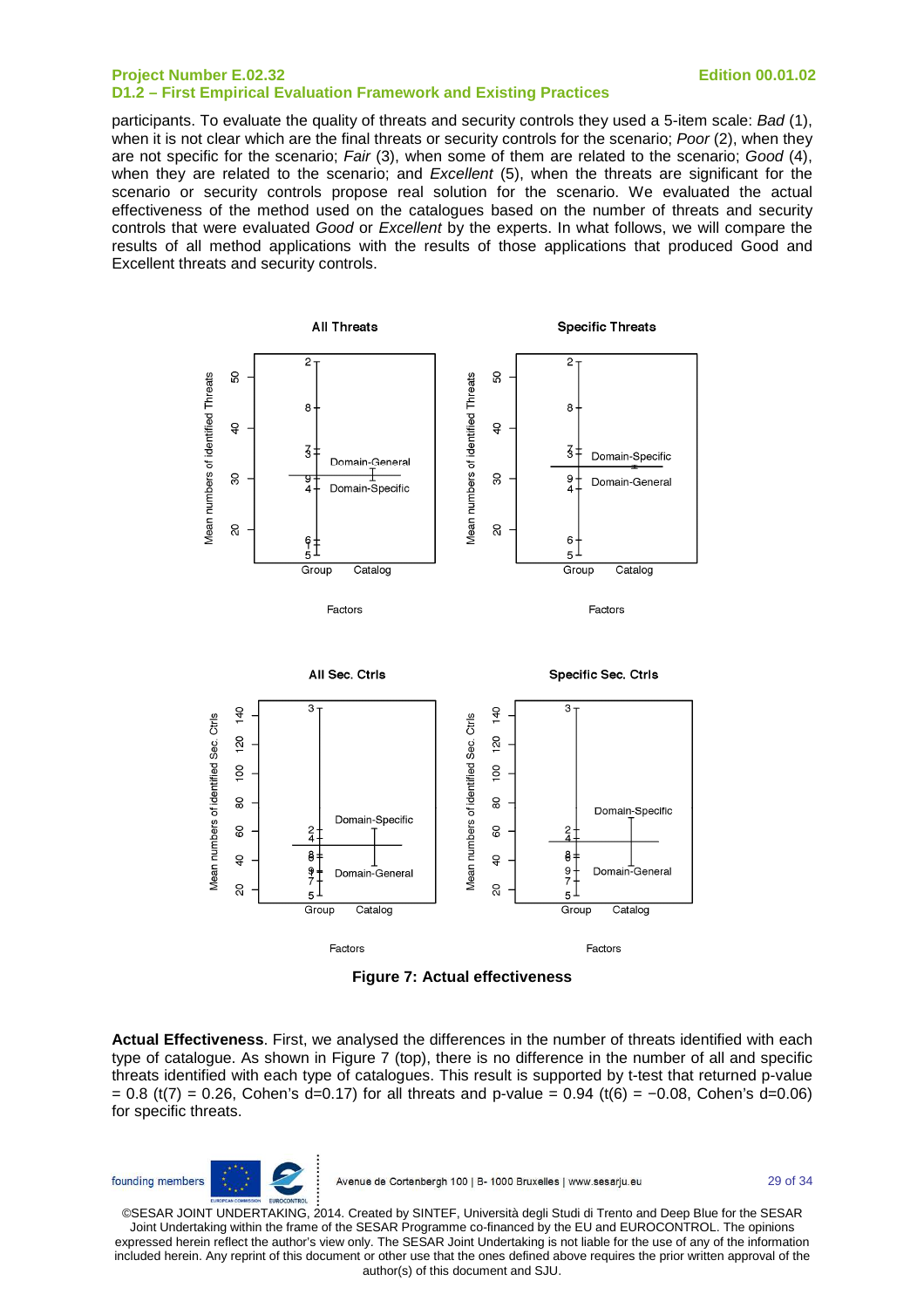participants. To evaluate the quality of threats and security controls they used a 5-item scale: *Bad* (1), when it is not clear which are the final threats or security controls for the scenario; *Poor* (2), when they are not specific for the scenario; *Fair* (3), when some of them are related to the scenario; *Good* (4), when they are related to the scenario; and *Excellent* (5), when the threats are significant for the scenario or security controls propose real solution for the scenario. We evaluated the actual effectiveness of the method used on the catalogues based on the number of threats and security controls that were evaluated *Good* or *Excellent* by the experts. In what follows, we will compare the results of all method applications with the results of those applications that produced Good and Excellent threats and security controls.

All Threats

Mean numbers of identified Threats

20 30 40 50

Domain-General

Domain-Specific

Group Catalog

Factors

Specific Threats

Mean numbers of identified Threats

20 30 40 50

Domain-Specific

Domain-General

Group Catalog

Factors

All Sec. Ctrls

Mean numbers of identified Sec. Ctrls

20 40 60 80 100 120 140

Domain-Specific

Domain-General

Group Catalog

Factors

Specific Sec. Ctrls

Mean numbers of identified Sec. Ctrls

20 40 60 80 100 120 140

Domain-Specific

Domain-General

Group Catalog

Factors

**Figure 7: Actual effectiveness**

**Actual Effectiveness**. First, we analysed the differences in the number of threats identified with each type of catalogue. As shown in Figure 7 (top), there is no difference in the number of all and specific threats identified with each type of catalogues. This result is supported by t-test that returned p-value = 0.8 ($t(7) = 0.26$, Cohen's d=0.17) for all threats and p-value = 0.94 ($t(6) = -0.08$, Cohen's d=0.06) for specific threats.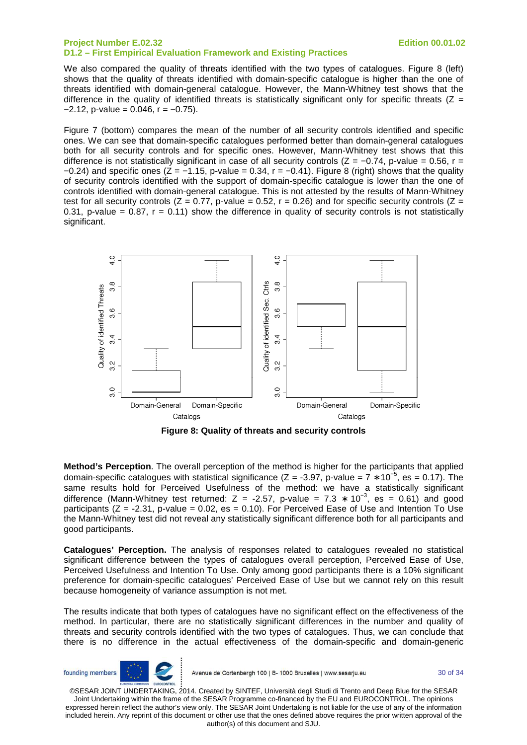We also compared the quality of threats identified with the two types of catalogues. Figure 8 (left) shows that the quality of threats identified with domain-specific catalogue is higher than the one of threats identified with domain-general catalogue. However, the Mann-Whitney test shows that the difference in the quality of identified threats is statistically significant only for specific threats ($Z = -2.12$, p-value = 0.046, $r = -0.75$).

Figure 7 (bottom) compares the mean of the number of all security controls identified and specific ones. We can see that domain-specific catalogues performed better than domain-general catalogues both for all security controls and for specific ones. However, Mann-Whitney test shows that this difference is not statistically significant in case of all security controls ($Z = -0.74$, p-value = 0.56, $r = -0.24$) and specific ones ($Z = -1.15$, p-value = 0.34, $r = -0.41$). Figure 8 (right) shows that the quality of security controls identified with the support of domain-specific catalogue is lower than the one of controls identified with domain-general catalogue. This is not attested by the results of Mann-Whitney test for all security controls ($Z = 0.77$, p-value = 0.52, $r = 0.26$) and for specific security controls ($Z = 0.31$, p-value = 0.87, $r = 0.11$) show the difference in quality of security controls is not statistically significant.

Quality of identified Threats
4.0
3.8
3.6
3.4
3.2
3.0
Domain-General
Domain-Specific
Catalogs

Quality of identified Sec. Ctrls
4.0
3.8
3.6
3.4
3.2
3.0
Domain-General
Domain-Specific
Catalogs

**Figure 8: Quality of threats and security controls**

**Method's Perception**. The overall perception of the method is higher for the participants that applied domain-specific catalogues with statistical significance ($Z = -3.97$, p-value = $7 * 10^{-5}$, es = 0.17). The same results hold for Perceived Usefulness of the method: we have a statistically significant difference (Mann-Whitney test returned: $Z = -2.57$, p-value = $7.3 * 10^{-3}$, es = 0.61) and good participants ($Z = -2.31$, p-value = 0.02, es = 0.10). For Perceived Ease of Use and Intention To Use the Mann-Whitney test did not reveal any statistically significant difference both for all participants and good participants.

**Catalogues' Perception.** The analysis of responses related to catalogues revealed no statistical significant difference between the types of catalogues overall perception, Perceived Ease of Use, Perceived Usefulness and Intention To Use. Only among good participants there is a 10% significant preference for domain-specific catalogues' Perceived Ease of Use but we cannot rely on this result because homogeneity of variance assumption is not met.

The results indicate that both types of catalogues have no significant effect on the effectiveness of the method. In particular, there are no statistically significant differences in the number and quality of threats and security controls identified with the two types of catalogues. Thus, we can conclude that there is no difference in the actual effectiveness of the domain-specific and domain-generic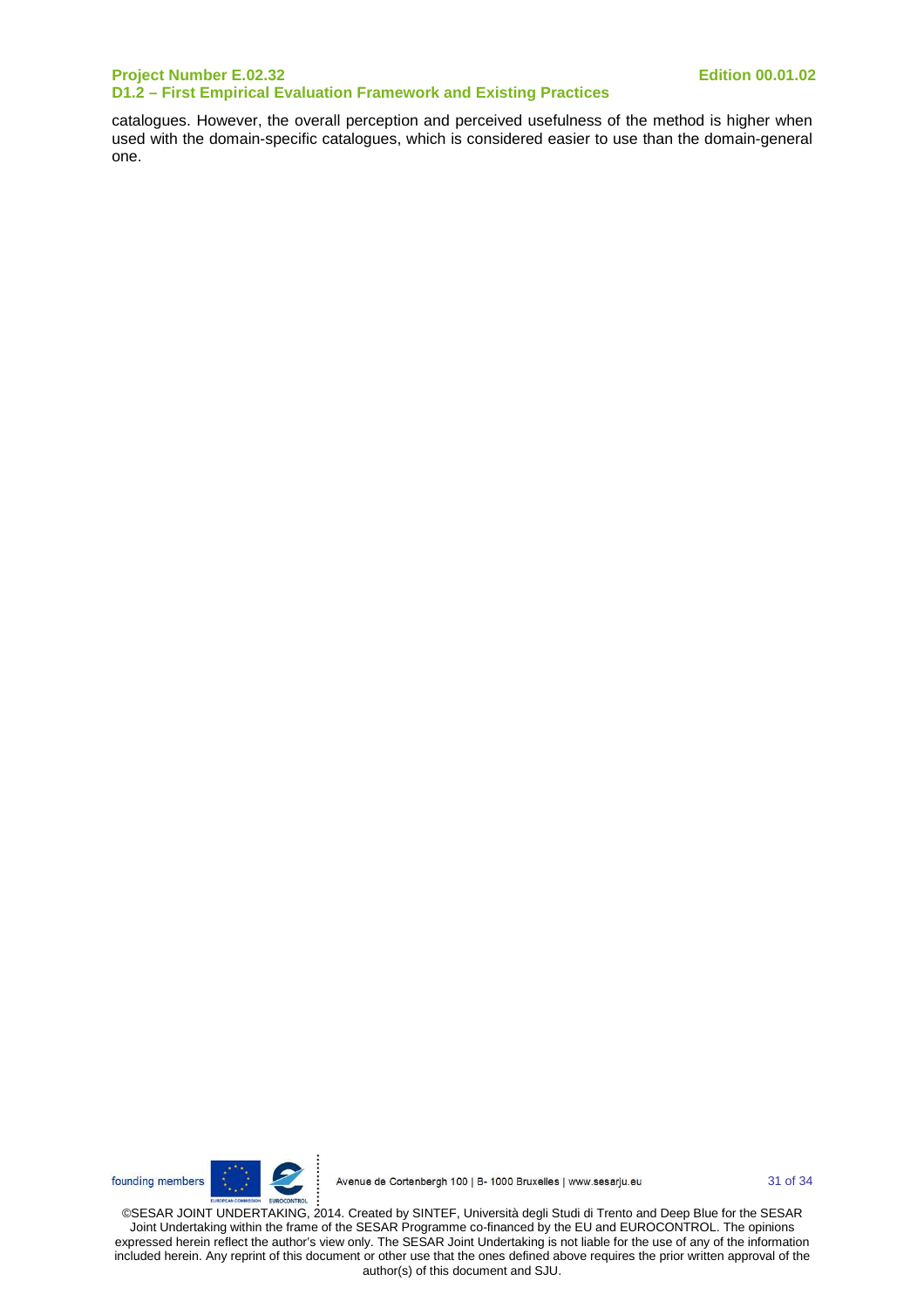catalogues. However, the overall perception and perceived usefulness of the method is higher when used with the domain-specific catalogues, which is considered easier to use than the domain-general one.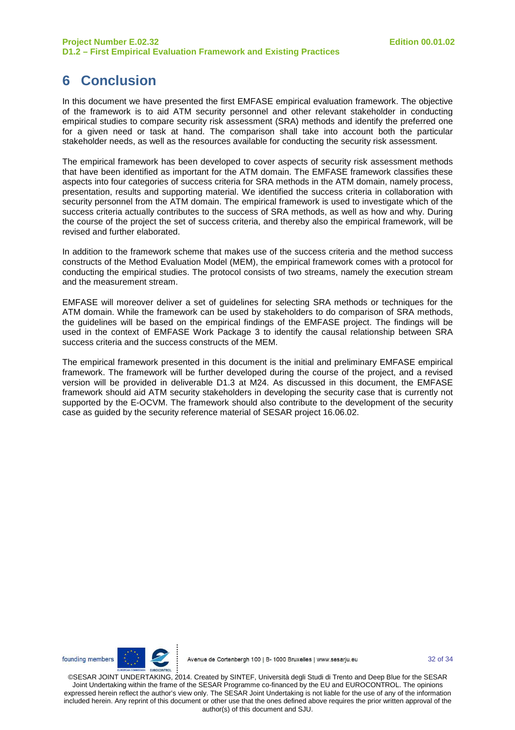# 6 Conclusion

In this document we have presented the first EMFASE empirical evaluation framework. The objective of the framework is to aid ATM security personnel and other relevant stakeholder in conducting empirical studies to compare security risk assessment (SRA) methods and identify the preferred one for a given need or task at hand. The comparison shall take into account both the particular stakeholder needs, as well as the resources available for conducting the security risk assessment.

The empirical framework has been developed to cover aspects of security risk assessment methods that have been identified as important for the ATM domain. The EMFASE framework classifies these aspects into four categories of success criteria for SRA methods in the ATM domain, namely process, presentation, results and supporting material. We identified the success criteria in collaboration with security personnel from the ATM domain. The empirical framework is used to investigate which of the success criteria actually contributes to the success of SRA methods, as well as how and why. During the course of the project the set of success criteria, and thereby also the empirical framework, will be revised and further elaborated.

In addition to the framework scheme that makes use of the success criteria and the method success constructs of the Method Evaluation Model (MEM), the empirical framework comes with a protocol for conducting the empirical studies. The protocol consists of two streams, namely the execution stream and the measurement stream.

EMFASE will moreover deliver a set of guidelines for selecting SRA methods or techniques for the ATM domain. While the framework can be used by stakeholders to do comparison of SRA methods, the guidelines will be based on the empirical findings of the EMFASE project. The findings will be used in the context of EMFASE Work Package 3 to identify the causal relationship between SRA success criteria and the success constructs of the MEM.

The empirical framework presented in this document is the initial and preliminary EMFASE empirical framework. The framework will be further developed during the course of the project, and a revised version will be provided in deliverable D1.3 at M24. As discussed in this document, the EMFASE framework should aid ATM security stakeholders in developing the security case that is currently not supported by the E-OCVM. The framework should also contribute to the development of the security case as guided by the security reference material of SESAR project 16.06.02.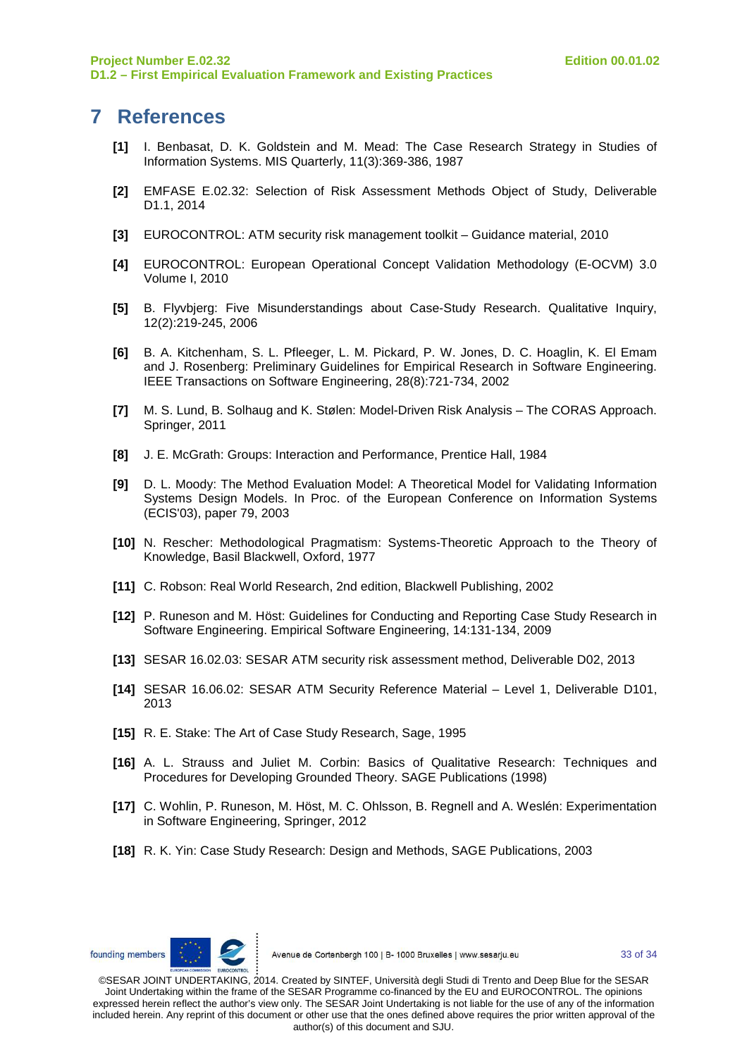# 7 References

**[1]** I. Benbasat, D. K. Goldstein and M. Mead: The Case Research Strategy in Studies of Information Systems. MIS Quarterly, 11(3):369-386, 1987

**[2]** EMFASE E.02.32: Selection of Risk Assessment Methods Object of Study, Deliverable D1.1, 2014

**[3]** EUROCONTROL: ATM security risk management toolkit – Guidance material, 2010

**[4]** EUROCONTROL: European Operational Concept Validation Methodology (E-OCVM) 3.0 Volume I, 2010

**[5]** B. Flyvbjerg: Five Misunderstandings about Case-Study Research. Qualitative Inquiry, 12(2):219-245, 2006

**[6]** B. A. Kitchenham, S. L. Pfleeger, L. M. Pickard, P. W. Jones, D. C. Hoaglin, K. El Emam and J. Rosenberg: Preliminary Guidelines for Empirical Research in Software Engineering. IEEE Transactions on Software Engineering, 28(8):721-734, 2002

**[7]** M. S. Lund, B. Solhaug and K. Stølen: Model-Driven Risk Analysis – The CORAS Approach. Springer, 2011

**[8]** J. E. McGrath: Groups: Interaction and Performance, Prentice Hall, 1984

**[9]** D. L. Moody: The Method Evaluation Model: A Theoretical Model for Validating Information Systems Design Models. In Proc. of the European Conference on Information Systems (ECIS'03), paper 79, 2003

**[10]** N. Rescher: Methodological Pragmatism: Systems-Theoretic Approach to the Theory of Knowledge, Basil Blackwell, Oxford, 1977

**[11]** C. Robson: Real World Research, 2nd edition, Blackwell Publishing, 2002

**[12]** P. Runeson and M. Höst: Guidelines for Conducting and Reporting Case Study Research in Software Engineering. Empirical Software Engineering, 14:131-134, 2009

**[13]** SESAR 16.02.03: SESAR ATM security risk assessment method, Deliverable D02, 2013

**[14]** SESAR 16.06.02: SESAR ATM Security Reference Material – Level 1, Deliverable D101, 2013

**[15]** R. E. Stake: The Art of Case Study Research, Sage, 1995

**[16]** A. L. Strauss and Juliet M. Corbin: Basics of Qualitative Research: Techniques and Procedures for Developing Grounded Theory. SAGE Publications (1998)

**[17]** C. Wohlin, P. Runeson, M. Höst, M. C. Ohlsson, B. Regnell and A. Weslén: Experimentation in Software Engineering, Springer, 2012

**[18]** R. K. Yin: Case Study Research: Design and Methods, SAGE Publications, 2003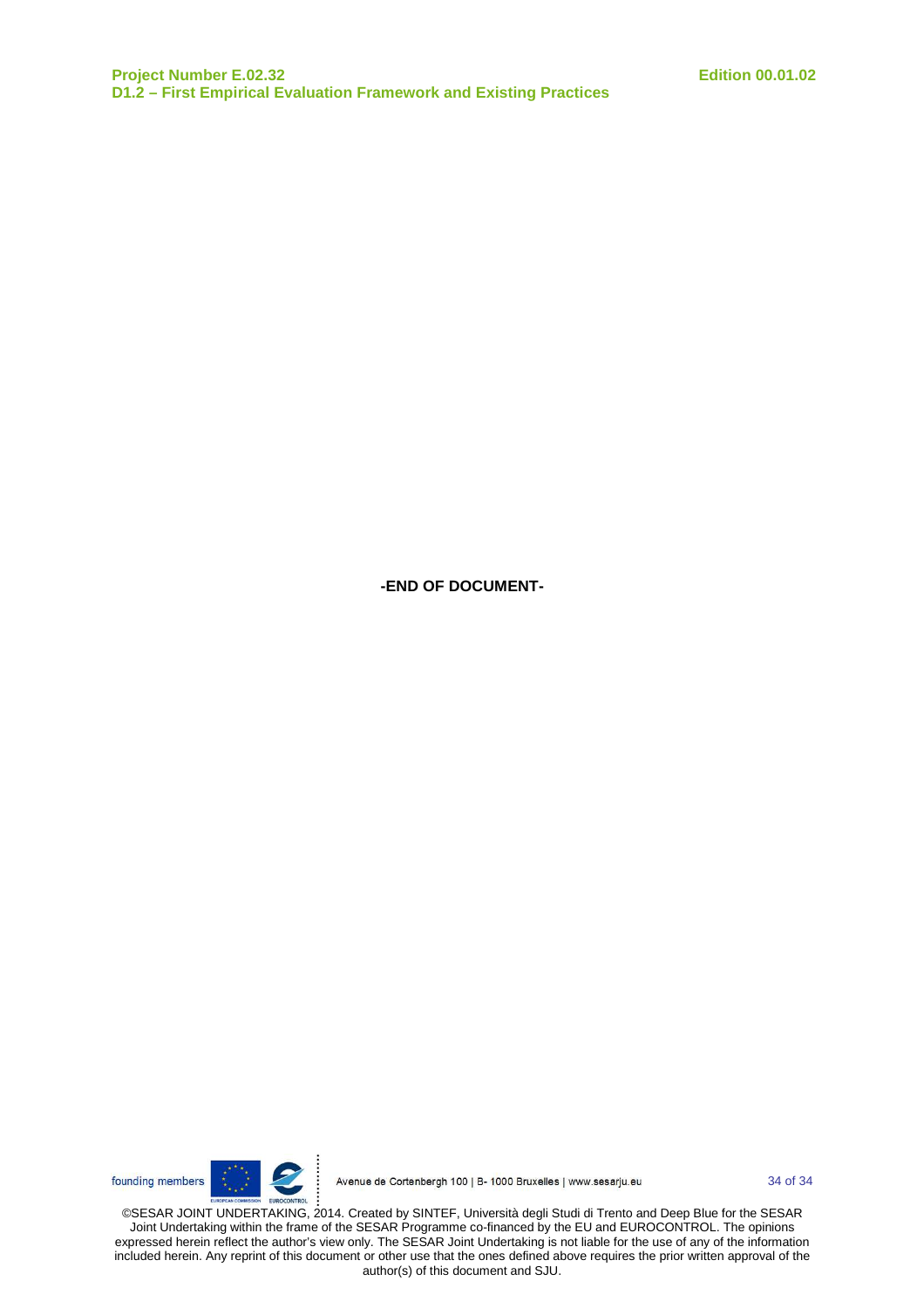**-END OF DOCUMENT-**